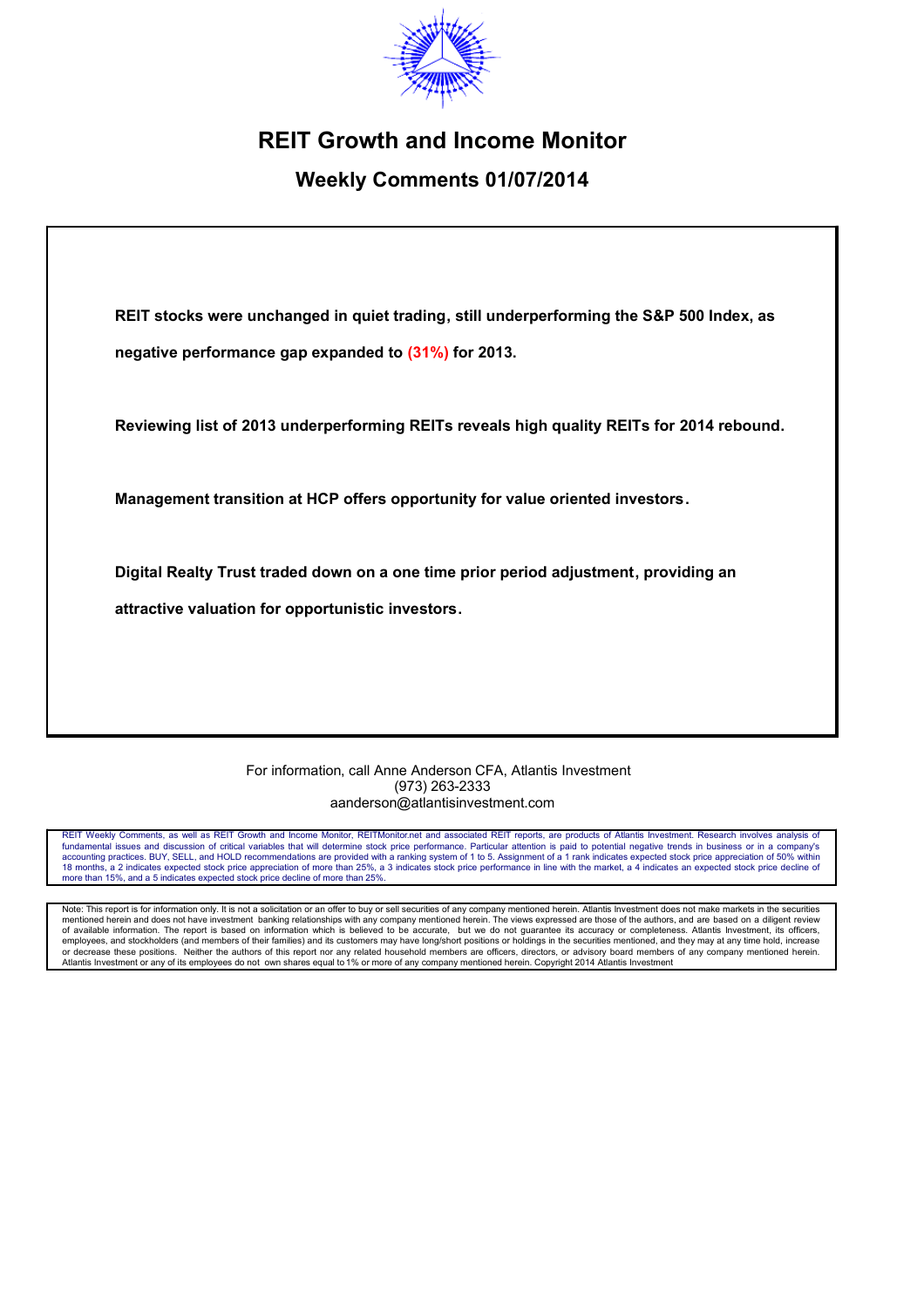# REIT Growth and Income Monitor

## Weekly Comments 01/07/2014

**REIT stocks were unchanged in quiet trading, still underperforming the S&P 500 Index, as negative performance gap expanded to (31%) for 2013.**

**Reviewing list of 2013 underperforming REITs reveals high quality REITs for 2014 rebound.**

**Management transition at HCP offers opportunity for value oriented investors.**

**Digital Realty Trust traded down on a one time prior period adjustment, providing an attractive valuation for opportunistic investors.**

For information, call Anne Anderson CFA, Atlantis Investment
(973) 263-2333
aanderson@atlantisinvestment.com

REIT Weekly Comments, as well as REIT Growth and Income Monitor, REITMonitor.net and associated REIT reports, are products of Atlantis Investment. Research involves analysis of fundamental issues and discussion of critical variables that will determine stock price performance. Particular attention is paid to potential negative trends in business or in a company's accounting practices. BUY, SELL, and HOLD recommendations are provided with a ranking system of 1 to 5. Assignment of a 1 rank indicates expected stock price appreciation of 50% within 18 months, a 2 indicates expected stock price appreciation of more than 25%, a 3 indicates stock price performance in line with the market, a 4 indicates an expected stock price decline of more than 15%, and a 5 indicates expected stock price decline of more than 25%.

Note: This report is for information only. It is not a solicitation or an offer to buy or sell securities of any company mentioned herein. Atlantis Investment does not make markets in the securities mentioned herein and does not have investment banking relationships with any company mentioned herein. The views expressed are those of the authors, and are based on a diligent review of available information. The report is based on information which is believed to be accurate, but we do not guarantee its accuracy or completeness. Atlantis Investment, its officers, employees, and stockholders (and members of their families) and its customers may have long/short positions or holdings in the securities mentioned, and they may at any time hold, increase or decrease these positions. Neither the authors of this report nor any related household members are officers, directors, or advisory board members of any company mentioned herein. Atlantis Investment or any of its employees do not own shares equal to 1% or more of any company mentioned herein. Copyright 2014 Atlantis Investment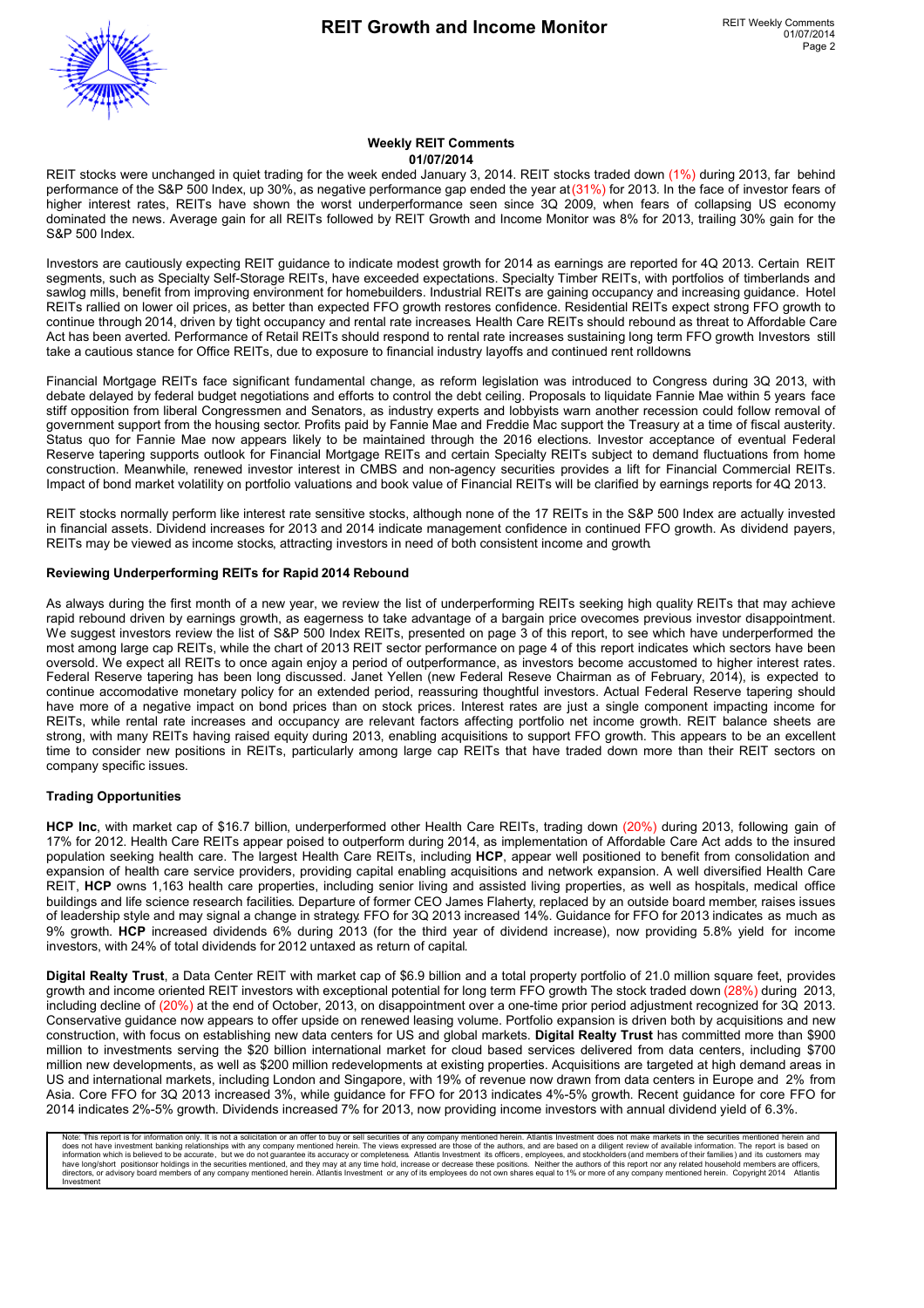### Weekly REIT Comments
**01/07/2014**

REIT stocks were unchanged in quiet trading for the week ended January 3, 2014. REIT stocks traded down (1%) during 2013, far behind performance of the S&P 500 Index, up 30%, as negative performance gap ended the year at (31%) for 2013. In the face of investor fears of higher interest rates, REITs have shown the worst underperformance seen since 3Q 2009, when fears of collapsing US economy dominated the news. Average gain for all REITs followed by REIT Growth and Income Monitor was 8% for 2013, trailing 30% gain for the S&P 500 Index.

Investors are cautiously expecting REIT guidance to indicate modest growth for 2014 as earnings are reported for 4Q 2013. Certain REIT segments, such as Specialty Self-Storage REITs, have exceeded expectations. Specialty Timber REITs, with portfolios of timberlands and sawlog mills, benefit from improving environment for homebuilders. Industrial REITs are gaining occupancy and increasing guidance. Hotel REITs rallied on lower oil prices, as better than expected FFO growth restores confidence. Residential REITs expect strong FFO growth to continue through 2014, driven by tight occupancy and rental rate increases. Health Care REITs should rebound as threat to Affordable Care Act has been averted. Performance of Retail REITs should respond to rental rate increases sustaining long term FFO growth Investors still take a cautious stance for Office REITs, due to exposure to financial industry layoffs and continued rent rolldowns

Financial Mortgage REITs face significant fundamental change, as reform legislation was introduced to Congress during 3Q 2013, with debate delayed by federal budget negotiations and efforts to control the debt ceiling. Proposals to liquidate Fannie Mae within 5 years face stiff opposition from liberal Congressmen and Senators, as industry experts and lobbyists warn another recession could follow removal of government support from the housing sector. Profits paid by Fannie Mae and Freddie Mac support the Treasury at a time of fiscal austerity. Status quo for Fannie Mae now appears likely to be maintained through the 2016 elections. Investor acceptance of eventual Federal Reserve tapering supports outlook for Financial Mortgage REITs and certain Specialty REITs subject to demand fluctuations from home construction. Meanwhile, renewed investor interest in CMBS and non-agency securities provides a lift for Financial Commercial REITs. Impact of bond market volatility on portfolio valuations and book value of Financial REITs will be clarified by earnings reports for 4Q 2013.

REIT stocks normally perform like interest rate sensitive stocks, although none of the 17 REITs in the S&P 500 Index are actually invested in financial assets. Dividend increases for 2013 and 2014 indicate management confidence in continued FFO growth. As dividend payers, REITs may be viewed as income stocks, attracting investors in need of both consistent income and growth.

**Reviewing Underperforming REITs for Rapid 2014 Rebound**

As always during the first month of a new year, we review the list of underperforming REITs seeking high quality REITs that may achieve rapid rebound driven by earnings growth, as eagerness to take advantage of a bargain price ovecomes previous investor disappointment. We suggest investors review the list of S&P 500 Index REITs, presented on page 3 of this report, to see which have underperformed the most among large cap REITs, while the chart of 2013 REIT sector performance on page 4 of this report indicates which sectors have been oversold. We expect all REITs to once again enjoy a period of outperformance, as investors become accustomed to higher interest rates. Federal Reserve tapering has been long discussed. Janet Yellen (new Federal Reseve Chairman as of February, 2014), is expected to continue accomodative monetary policy for an extended period, reassuring thoughtful investors. Actual Federal Reserve tapering should have more of a negative impact on bond prices than on stock prices. Interest rates are just a single component impacting income for REITs, while rental rate increases and occupancy are relevant factors affecting portfolio net income growth. REIT balance sheets are strong, with many REITs having raised equity during 2013, enabling acquisitions to support FFO growth. This appears to be an excellent time to consider new positions in REITs, particularly among large cap REITs that have traded down more than their REIT sectors on company specific issues.

**Trading Opportunities**

**HCP Inc**, with market cap of $16.7 billion, underperformed other Health Care REITs, trading down (20%) during 2013, following gain of 17% for 2012. Health Care REITs appear poised to outperform during 2014, as implementation of Affordable Care Act adds to the insured population seeking health care. The largest Health Care REITs, including **HCP**, appear well positioned to benefit from consolidation and expansion of health care service providers, providing capital enabling acquisitions and network expansion. A well diversified Health Care REIT, **HCP** owns 1,163 health care properties, including senior living and assisted living properties, as well as hospitals, medical office buildings and life science research facilities. Departure of former CEO James Flaherty, replaced by an outside board member, raises issues of leadership style and may signal a change in strategy. FFO for 3Q 2013 increased 14%. Guidance for FFO for 2013 indicates as much as 9% growth. **HCP** increased dividends 6% during 2013 (for the third year of dividend increase), now providing 5.8% yield for income investors, with 24% of total dividends for 2012 untaxed as return of capital.

**Digital Realty Trust**, a Data Center REIT with market cap of $6.9 billion and a total property portfolio of 21.0 million square feet, provides growth and income oriented REIT investors with exceptional potential for long term FFO growth The stock traded down (28%) during 2013, including decline of (20%) at the end of October, 2013, on disappointment over a one-time prior period adjustment recognized for 3Q 2013. Conservative guidance now appears to offer upside on renewed leasing volume. Portfolio expansion is driven both by acquisitions and new construction, with focus on establishing new data centers for US and global markets. **Digital Realty Trust** has committed more than $900 million to investments serving the $20 billion international market for cloud based services delivered from data centers, including $700 million new developments, as well as $200 million redevelopments at existing properties. Acquisitions are targeted at high demand areas in US and international markets, including London and Singapore, with 19% of revenue now drawn from data centers in Europe and 2% from Asia. Core FFO for 3Q 2013 increased 3%, while guidance for FFO for 2013 indicates 4%-5% growth. Recent guidance for core FFO for 2014 indicates 2%-5% growth. Dividends increased 7% for 2013, now providing income investors with annual dividend yield of 6.3%.

Note: This report is for information only. It is not a solicitation or an offer to buy or sell securities of any company mentioned herein. Atlantis Investment does not make markets in the securities mentioned herein and does not have investment banking relationships with any company mentioned herein. The views expressed are those of the authors, and are based on a diligent review of available information. The report is based on information which is believed to be accurate, but we do not guarantee its accuracy or completeness. Atlantis Investment its officers, employees, and stockholders (and members of their families) and its customers may have long/short positionsor holdings in the securities mentioned, and they may at any time hold, increase or decrease these positions. Neither the authors of this report nor any related household members are officers, directors, or advisory board members of any company mentioned herein. Atlantis Investment or any of its employees do not own shares equal to 1% or more of any company mentioned herein. Copyright 2014 Atlantis Investment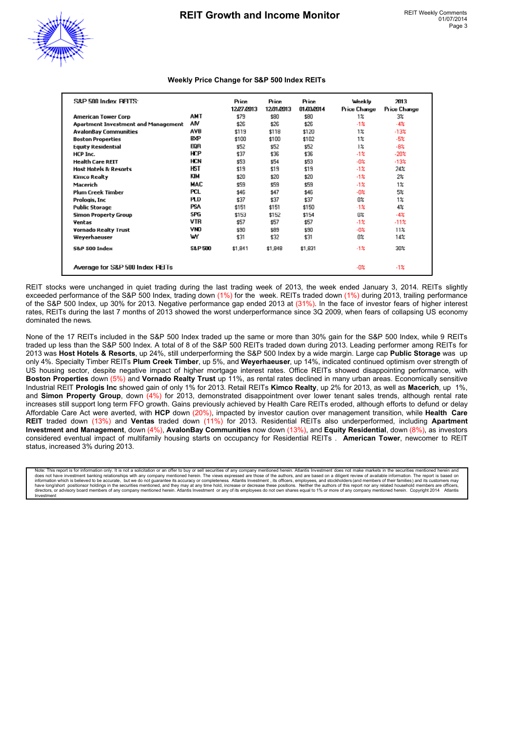## Weekly Price Change for S&P 500 Index REITs

| S&P 500 Index REITS: | | Price 12/27/2013 | Price 12/31/2013 | Price 01/03/2014 | Weekly Price Change | 2013 Price Change |
|---|---|---|---|---|---|---|
| American Tower Corp | AMT | $79 | $80 | $80 | 1% | 3% |
| Apartment Investment and Management | AIV | $26 | $26 | $26 | -1% | -4% |
| AvalonBay Communities | AVB | $119 | $118 | $120 | 1% | -13% |
| Boston Properties | BXP | $100 | $100 | $102 | 1% | -5% |
| Equity Residential | EQR | $52 | $52 | $52 | 1% | -8% |
| HCP Inc. | HCP | $37 | $36 | $36 | -1% | -20% |
| Health Care REIT | HCN | $53 | $54 | $53 | -0% | -13% |
| Host Hotels & Resorts | HST | $19 | $19 | $19 | -1% | 24% |
| Kimco Realty | KIM | $20 | $20 | $20 | -1% | 2% |
| Macerich | MAC | $59 | $59 | $59 | -1% | 1% |
| Plum Creek Timber | PCL | $46 | $47 | $46 | -0% | 5% |
| Prologis, Inc | PLD | $37 | $37 | $37 | 0% | 1% |
| Public Storage | PSA | $151 | $151 | $150 | -1% | 4% |
| Simon Property Group | SPG | $153 | $152 | $154 | 0% | -4% |
| Ventas | VTR | $57 | $57 | $57 | -1% | -11% |
| Vornado Realty Trust | VNO | $90 | $89 | $90 | -0% | 11% |
| Weyerhaeuser | WY | $31 | $32 | $31 | 0% | 14% |
| S&P 500 Index | S&P 500 | $1,841 | $1,848 | $1,831 | -1% | 30% |
| Average for S&P 500 Index REITs | | | | | -0% | -1% |

REIT stocks were unchanged in quiet trading during the last trading week of 2013, the week ended January 3, 2014. REITs slightly exceeded performance of the S&P 500 Index, trading down (1%) for the week. REITs traded down (1%) during 2013, trailing performance of the S&P 500 Index, up 30% for 2013. Negative performance gap ended 2013 at (31%). In the face of investor fears of higher interest rates, REITs during the last 7 months of 2013 showed the worst underperformance since 3Q 2009, when fears of collapsing US economy dominated the news.

None of the 17 REITs included in the S&P 500 Index traded up the same or more than 30% gain for the S&P 500 Index, while 9 REITs traded up less than the S&P 500 Index. A total of 8 of the S&P 500 REITs traded down during 2013. Leading performer among REITs for 2013 was **Host Hotels & Resorts**, up 24%, still underperforming the S&P 500 Index by a wide margin. Large cap **Public Storage** was up only 4%. Specialty Timber REITs **Plum Creek Timber**, up 5%, and **Weyerhaeuser**, up 14%, indicated continued optimism over strength of US housing sector, despite negative impact of higher mortgage interest rates. Office REITs showed disappointing performance, with **Boston Properties** down (5%) and **Vornado Realty Trust** up 11%, as rental rates declined in many urban areas. Economically sensitive Industrial REIT **Prologis Inc** showed gain of only 1% for 2013. Retail REITs **Kimco Realty**, up 2% for 2013, as well as **Macerich**, up 1%, and **Simon Property Group**, down (4%) for 2013, demonstrated disappointment over lower tenant sales trends, although rental rate increases still support long term FFO growth. Gains previously achieved by Health Care REITs eroded, although efforts to defund or delay Affordable Care Act were averted, with **HCP** down (20%), impacted by investor caution over management transition, while **Health Care REIT** traded down (13%) and **Ventas** traded down (11%) for 2013. Residential REITs also underperformed, including **Apartment Investment and Management**, down (4%), **AvalonBay Communities** now down (13%), and **Equity Residential**, down (8%), as investors considered eventual impact of multifamily housing starts on occupancy for Residential REITs . **American Tower**, newcomer to REIT status, increased 3% during 2013.

Note: This report is for information only. It is not a solicitation or an offer to buy or sell securities of any company mentioned herein. Atlantis Investment does not make markets in the securities mentioned herein and does not have investment banking relationships with any company mentioned herein. The views expressed are those of the authors, and are based on a diligent review of available information. The report is based on information which is believed to be accurate, but we do not guarantee its accuracy or completeness. Atlantis Investment , its officers, employees, and stockholders (and members of their families) and its customers may have long/short positionsor holdings in the securities mentioned, and they may at any time hold, increase or decrease these positions. Neither the authors of this report nor any related household members are officers, directors, or advisory board members of any company mentioned herein. Atlantis Investment or any of its employees do not own shares equal to 1% or more of any company mentioned herein. Copyright 2014 Atlantis Investment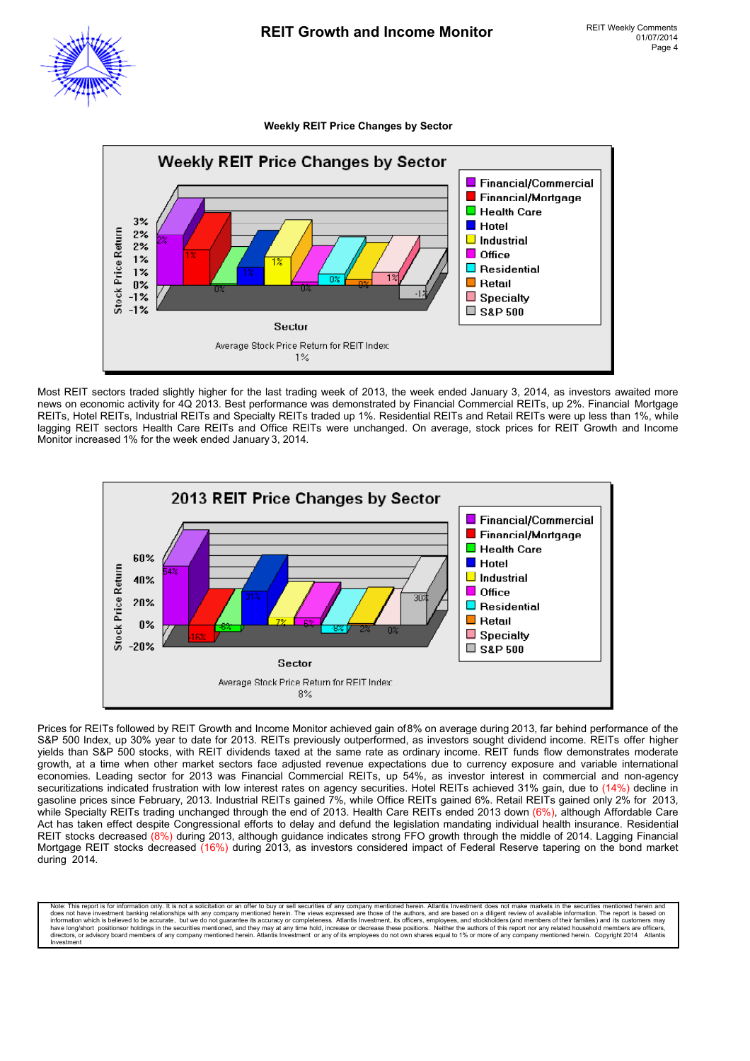### Weekly REIT Price Changes by Sector

Most REIT sectors traded slightly higher for the last trading week of 2013, the week ended January 3, 2014, as investors awaited more news on economic activity for 4Q 2013. Best performance was demonstrated by Financial Commercial REITs, up 2%. Financial Mortgage REITs, Hotel REITs, Industrial REITs and Specialty REITs traded up 1%. Residential REITs and Retail REITs were up less than 1%, while lagging REIT sectors Health Care REITs and Office REITs were unchanged. On average, stock prices for REIT Growth and Income Monitor increased 1% for the week ended January 3, 2014.

Prices for REITs followed by REIT Growth and Income Monitor achieved gain of 8% on average during 2013, far behind performance of the S&P 500 Index, up 30% year to date for 2013. REITs previously outperformed, as investors sought dividend income. REITs offer higher yields than S&P 500 stocks, with REIT dividends taxed at the same rate as ordinary income. REIT funds flow demonstrates moderate growth, at a time when other market sectors face adjusted revenue expectations due to currency exposure and variable international economies. Leading sector for 2013 was Financial Commercial REITs, up 54%, as investor interest in commercial and non-agency securitizations indicated frustration with low interest rates on agency securities. Hotel REITs achieved 31% gain, due to (14%) decline in gasoline prices since February, 2013. Industrial REITs gained 7%, while Office REITs gained 6%. Retail REITs gained only 2% for 2013, while Specialty REITs trading unchanged through the end of 2013. Health Care REITs ended 2013 down (6%), although Affordable Care Act has taken effect despite Congressional efforts to delay and defund the legislation mandating individual health insurance. Residential REIT stocks decreased (8%) during 2013, although guidance indicates strong FFO growth through the middle of 2014. Lagging Financial Mortgage REIT stocks decreased (16%) during 2013, as investors considered impact of Federal Reserve tapering on the bond market during 2014.

Note: This report is for information only. It is not a solicitation or an offer to buy or sell securities of any company mentioned herein. Atlantis Investment does not make markets in the securities mentioned herein and does not have investment banking relationships with any company mentioned herein. The views expressed are those of the authors, and are based on a diligent review of available information. The report is based on information which is believed to be accurate, but we do not guarantee its accuracy or completeness. Atlantis Investment, its officers, employees, and stockholders (and members of their families) and its customers may have long/short positionsor holdings in the securities mentioned, and they may at any time hold, increase or decrease these positions. Neither the authors of this report nor any related household members are officers, directors, or advisory board members of any company mentioned herein. Atlantis Investment or any of its employees do not own shares equal to 1% or more of any company mentioned herein. Copyright 2014 Atlantis Investment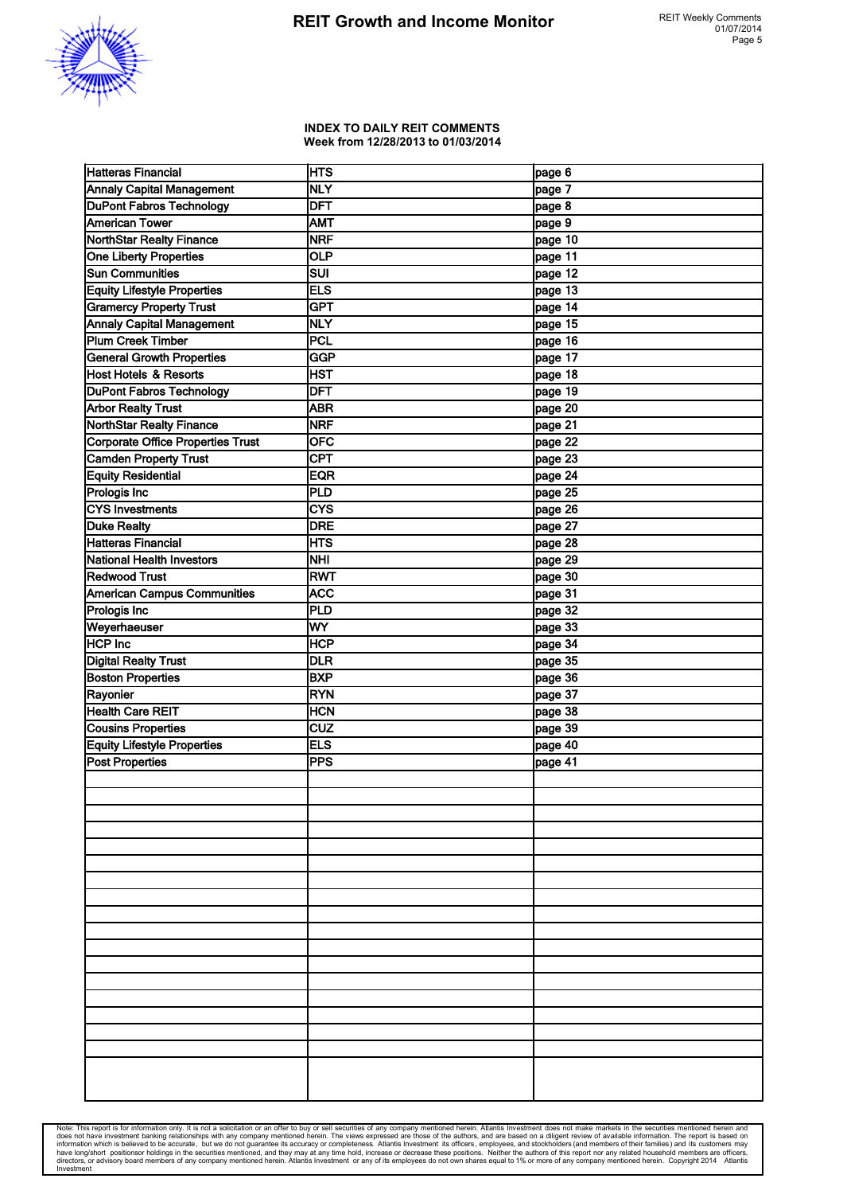### INDEX TO DAILY REIT COMMENTS
### Week from 12/28/2013 to 01/03/2014

| Company | Ticker | Page |
|---|---|---|
| Hatteras Financial | HTS | page 6 |
| Annaly Capital Management | NLY | page 7 |
| DuPont Fabros Technology | DFT | page 8 |
| American Tower | AMT | page 9 |
| NorthStar Realty Finance | NRF | page 10 |
| One Liberty Properties | OLP | page 11 |
| Sun Communities | SUI | page 12 |
| Equity Lifestyle Properties | ELS | page 13 |
| Gramercy Property Trust | GPT | page 14 |
| Annaly Capital Management | NLY | page 15 |
| Plum Creek Timber | PCL | page 16 |
| General Growth Properties | GGP | page 17 |
| Host Hotels & Resorts | HST | page 18 |
| DuPont Fabros Technology | DFT | page 19 |
| Arbor Realty Trust | ABR | page 20 |
| NorthStar Realty Finance | NRF | page 21 |
| Corporate Office Properties Trust | OFC | page 22 |
| Camden Property Trust | CPT | page 23 |
| Equity Residential | EQR | page 24 |
| Prologis Inc | PLD | page 25 |
| CYS Investments | CYS | page 26 |
| Duke Realty | DRE | page 27 |
| Hatteras Financial | HTS | page 28 |
| National Health Investors | NHI | page 29 |
| Redwood Trust | RWT | page 30 |
| American Campus Communities | ACC | page 31 |
| Prologis Inc | PLD | page 32 |
| Weyerhaeuser | WY | page 33 |
| HCP Inc | HCP | page 34 |
| Digital Realty Trust | DLR | page 35 |
| Boston Properties | BXP | page 36 |
| Rayonier | RYN | page 37 |
| Health Care REIT | HCN | page 38 |
| Cousins Properties | CUZ | page 39 |
| Equity Lifestyle Properties | ELS | page 40 |
| Post Properties | PPS | page 41 |

Note: This report is for information only. It is not a solicitation or an offer to buy or sell securities of any company mentioned herein. Atlantis Investment does not make markets in the securities mentioned herein and does not have investment banking relationships with any company mentioned herein. The views expressed are those of the authors, and are based on a diligent review of available information. The report is based on information which is believed to be accurate, but we do not guarantee its accuracy or completeness. Atlantis Investment its officers, employees, and stockholders (and members of their families) and its customers may have long/short positionsor holdings in the securities mentioned, and they may at any time hold, increase or decrease these positions. Neither the authors of this report nor any related household members are officers, directors, or advisory board members of any company mentioned herein. Atlantis Investment or any of its employees do not own shares equal to 1% or more of any company mentioned herein. Copyright 2014 Atlantis Investment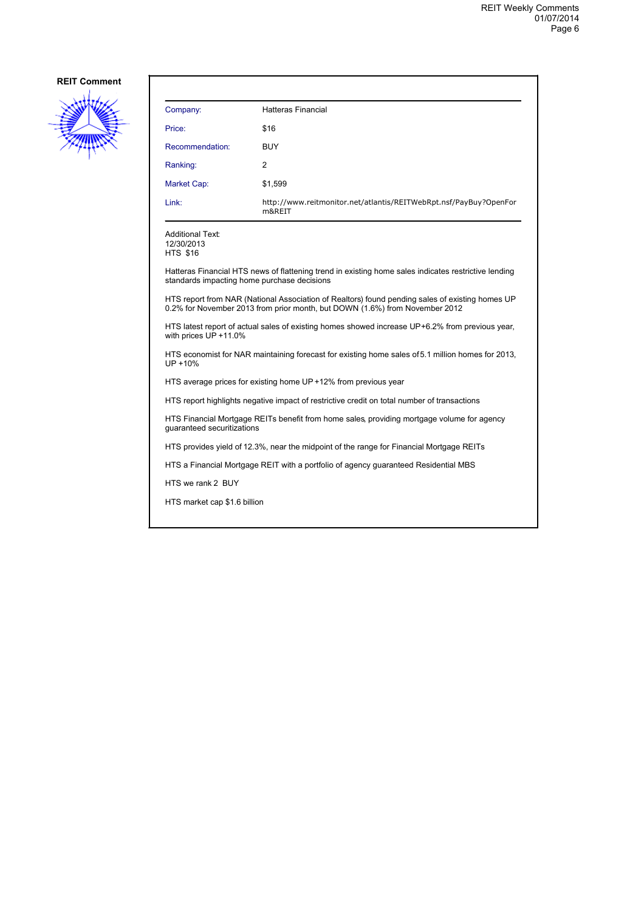**REIT Comment**

| Company: | Hatteras Financial |
|---|---|
| Price: | $16 |
| Recommendation: | BUY |
| Ranking: | 2 |
| Market Cap: | $1,599 |
| Link: | http://www.reitmonitor.net/atlantis/REITWebRpt.nsf/PayBuy?OpenForm&REIT |

Additional Text:
12/30/2013
HTS $16

Hatteras Financial HTS news of flattening trend in existing home sales indicates restrictive lending standards impacting home purchase decisions

HTS report from NAR (National Association of Realtors) found pending sales of existing homes UP 0.2% for November 2013 from prior month, but DOWN (1.6%) from November 2012

HTS latest report of actual sales of existing homes showed increase UP+6.2% from previous year, with prices UP +11.0%

HTS economist for NAR maintaining forecast for existing home sales of 5.1 million homes for 2013, UP +10%

HTS average prices for existing home UP +12% from previous year

HTS report highlights negative impact of restrictive credit on total number of transactions

HTS Financial Mortgage REITs benefit from home sales, providing mortgage volume for agency guaranteed securitizations

HTS provides yield of 12.3%, near the midpoint of the range for Financial Mortgage REITs

HTS a Financial Mortgage REIT with a portfolio of agency guaranteed Residential MBS

HTS we rank 2 BUY

HTS market cap $1.6 billion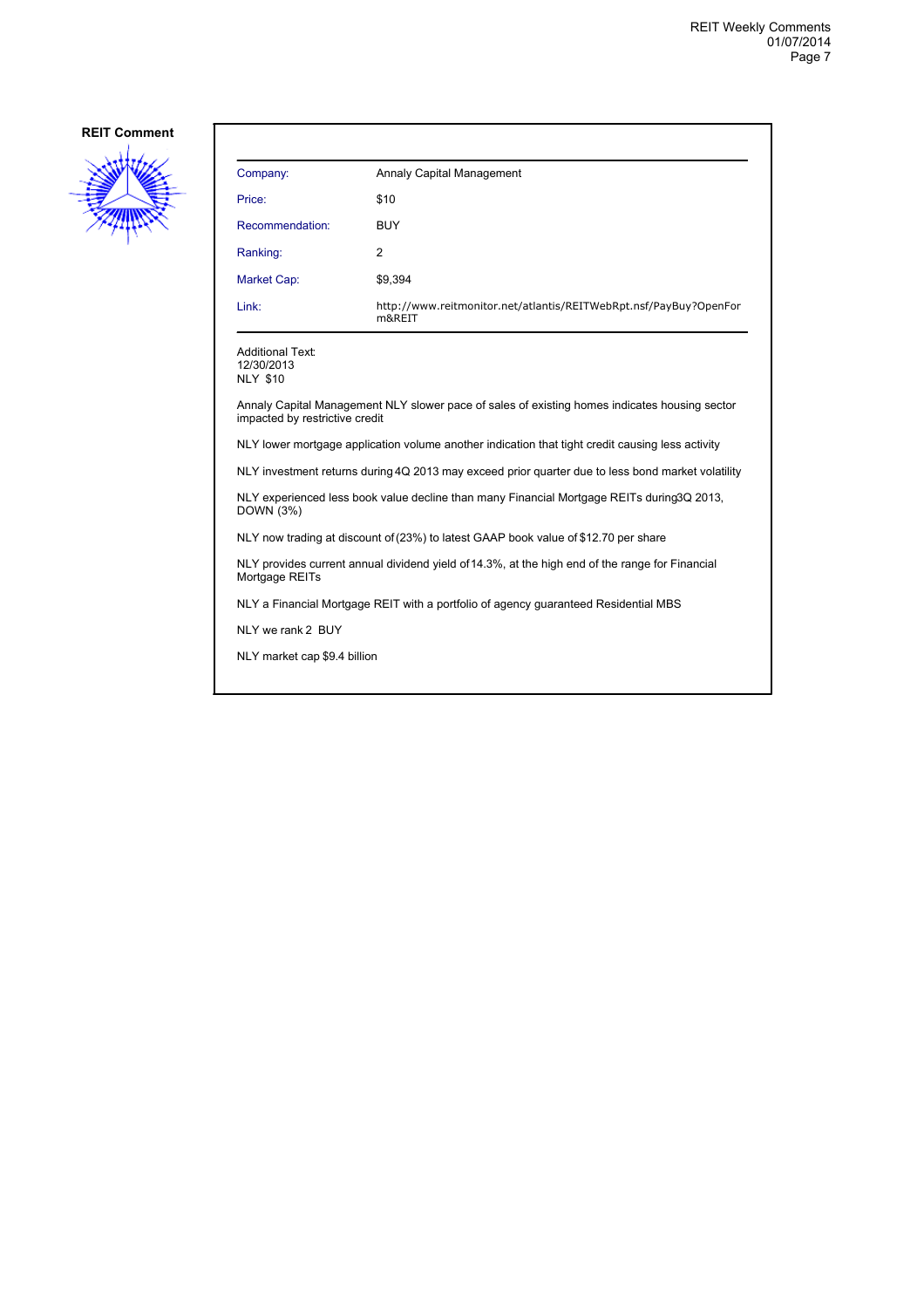**REIT Comment**

| Company: | Annaly Capital Management |
| --- | --- |
| Price: | $10 |
| Recommendation: | BUY |
| Ranking: | 2 |
| Market Cap: | $9,394 |
| Link: | http://www.reitmonitor.net/atlantis/REITWebRpt.nsf/PayBuy?OpenForm&REIT |

Additional Text:
12/30/2013
NLY $10

Annaly Capital Management NLY slower pace of sales of existing homes indicates housing sector impacted by restrictive credit

NLY lower mortgage application volume another indication that tight credit causing less activity

NLY investment returns during 4Q 2013 may exceed prior quarter due to less bond market volatility

NLY experienced less book value decline than many Financial Mortgage REITs during 3Q 2013, DOWN (3%)

NLY now trading at discount of (23%) to latest GAAP book value of $12.70 per share

NLY provides current annual dividend yield of 14.3%, at the high end of the range for Financial Mortgage REITs

NLY a Financial Mortgage REIT with a portfolio of agency guaranteed Residential MBS

NLY we rank 2 BUY

NLY market cap $9.4 billion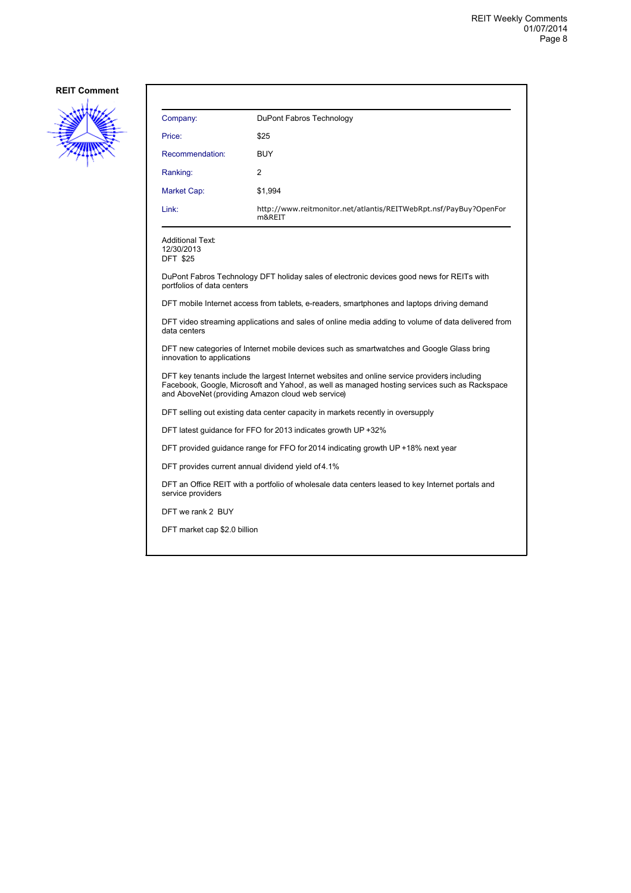**REIT Comment**

| Company: | DuPont Fabros Technology |
| --- | --- |
| Price: | $25 |
| Recommendation: | BUY |
| Ranking: | 2 |
| Market Cap: | $1,994 |
| Link: | http://www.reitmonitor.net/atlantis/REITWebRpt.nsf/PayBuy?OpenForm&REIT |

Additional Text:
12/30/2013
DFT $25

DuPont Fabros Technology DFT holiday sales of electronic devices good news for REITs with portfolios of data centers

DFT mobile Internet access from tablets, e-readers, smartphones and laptops driving demand

DFT video streaming applications and sales of online media adding to volume of data delivered from data centers

DFT new categories of Internet mobile devices such as smartwatches and Google Glass bring innovation to applications

DFT key tenants include the largest Internet websites and online service providers, including Facebook, Google, Microsoft and Yahoo!, as well as managed hosting services such as Rackspace and AboveNet (providing Amazon cloud web service)

DFT selling out existing data center capacity in markets recently in oversupply

DFT latest guidance for FFO for 2013 indicates growth UP +32%

DFT provided guidance range for FFO for 2014 indicating growth UP +18% next year

DFT provides current annual dividend yield of 4.1%

DFT an Office REIT with a portfolio of wholesale data centers leased to key Internet portals and service providers

DFT we rank 2 BUY

DFT market cap $2.0 billion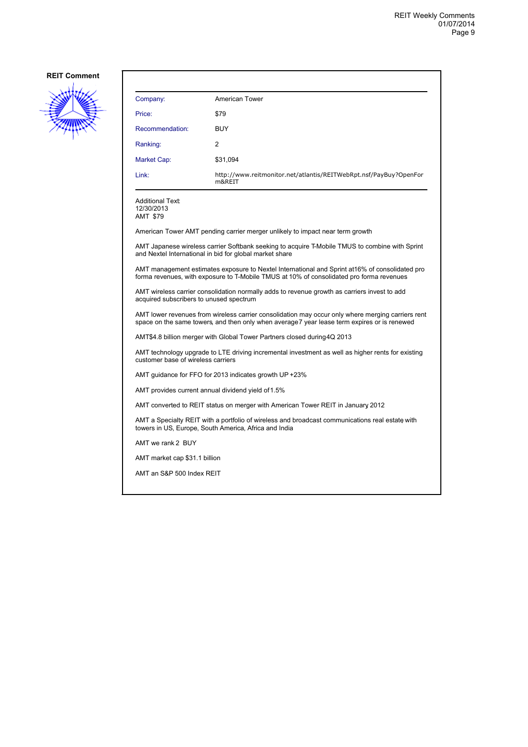**REIT Comment**

| Company: | American Tower |
| --- | --- |
| Price: | $79 |
| Recommendation: | BUY |
| Ranking: | 2 |
| Market Cap: | $31,094 |
| Link: | http://www.reitmonitor.net/atlantis/REITWebRpt.nsf/PayBuy?OpenForm&REIT |

Additional Text:
12/30/2013
AMT $79

American Tower AMT pending carrier merger unlikely to impact near term growth

AMT Japanese wireless carrier Softbank seeking to acquire T-Mobile TMUS to combine with Sprint and Nextel International in bid for global market share

AMT management estimates exposure to Nextel International and Sprint at16% of consolidated pro forma revenues, with exposure to T-Mobile TMUS at 10% of consolidated pro forma revenues

AMT wireless carrier consolidation normally adds to revenue growth as carriers invest to add acquired subscribers to unused spectrum

AMT lower revenues from wireless carrier consolidation may occur only where merging carriers rent space on the same towers, and then only when average7 year lease term expires or is renewed

AMT$4.8 billion merger with Global Tower Partners closed during4Q 2013

AMT technology upgrade to LTE driving incremental investment as well as higher rents for existing customer base of wireless carriers

AMT guidance for FFO for 2013 indicates growth UP +23%

AMT provides current annual dividend yield of1.5%

AMT converted to REIT status on merger with American Tower REIT in January 2012

AMT a Specialty REIT with a portfolio of wireless and broadcast communications real estate, with towers in US, Europe, South America, Africa and India

AMT we rank 2 BUY

AMT market cap $31.1 billion

AMT an S&P 500 Index REIT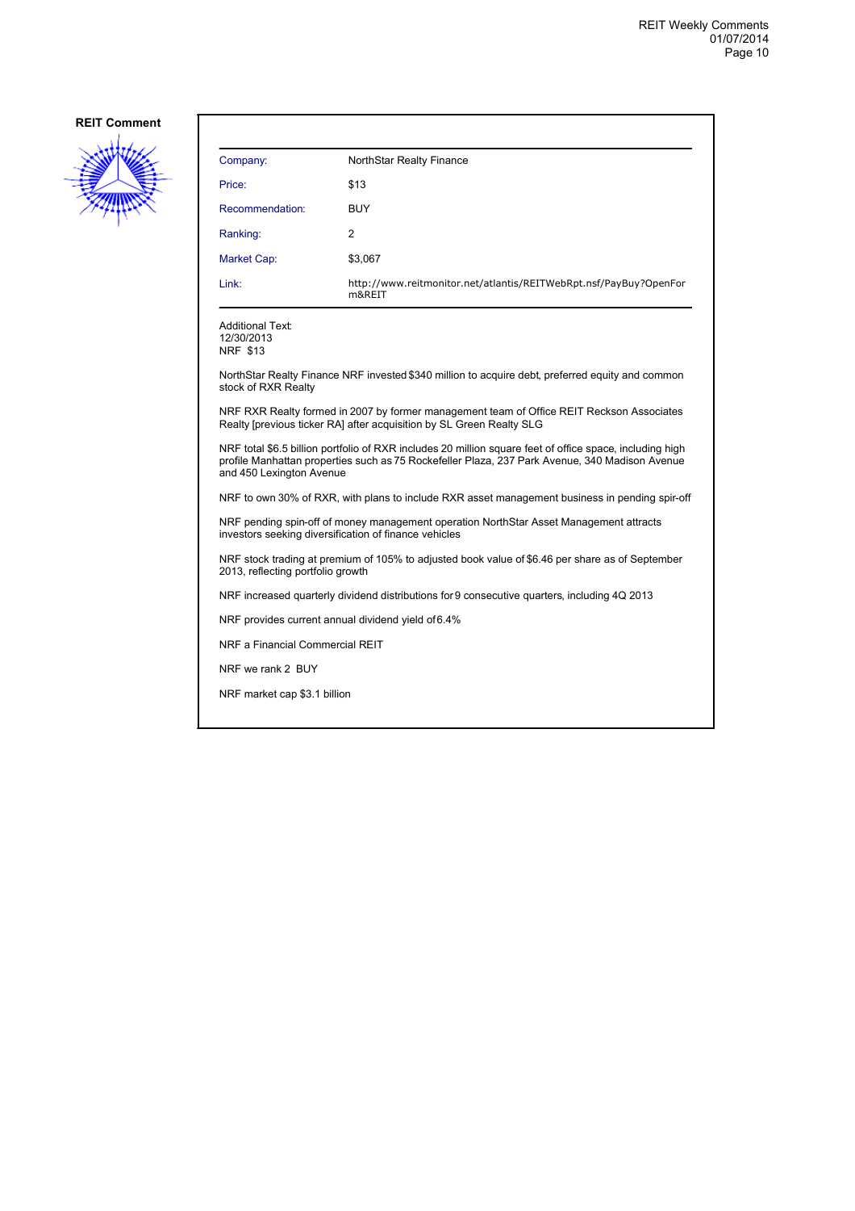**REIT Comment**

| Company: | NorthStar Realty Finance |
| --- | --- |
| Price: | $13 |
| Recommendation: | BUY |
| Ranking: | 2 |
| Market Cap: | $3,067 |
| Link: | http://www.reitmonitor.net/atlantis/REITWebRpt.nsf/PayBuy?OpenForm&REIT |

Additional Text:
12/30/2013
NRF $13

NorthStar Realty Finance NRF invested $340 million to acquire debt, preferred equity and common stock of RXR Realty

NRF RXR Realty formed in 2007 by former management team of Office REIT Reckson Associates Realty [previous ticker RA] after acquisition by SL Green Realty SLG

NRF total $6.5 billion portfolio of RXR includes 20 million square feet of office space, including high profile Manhattan properties such as 75 Rockefeller Plaza, 237 Park Avenue, 340 Madison Avenue and 450 Lexington Avenue

NRF to own 30% of RXR, with plans to include RXR asset management business in pending spir-off

NRF pending spin-off of money management operation NorthStar Asset Management attracts investors seeking diversification of finance vehicles

NRF stock trading at premium of 105% to adjusted book value of $6.46 per share as of September 2013, reflecting portfolio growth

NRF increased quarterly dividend distributions for 9 consecutive quarters, including 4Q 2013

NRF provides current annual dividend yield of 6.4%

NRF a Financial Commercial REIT

NRF we rank 2 BUY

NRF market cap $3.1 billion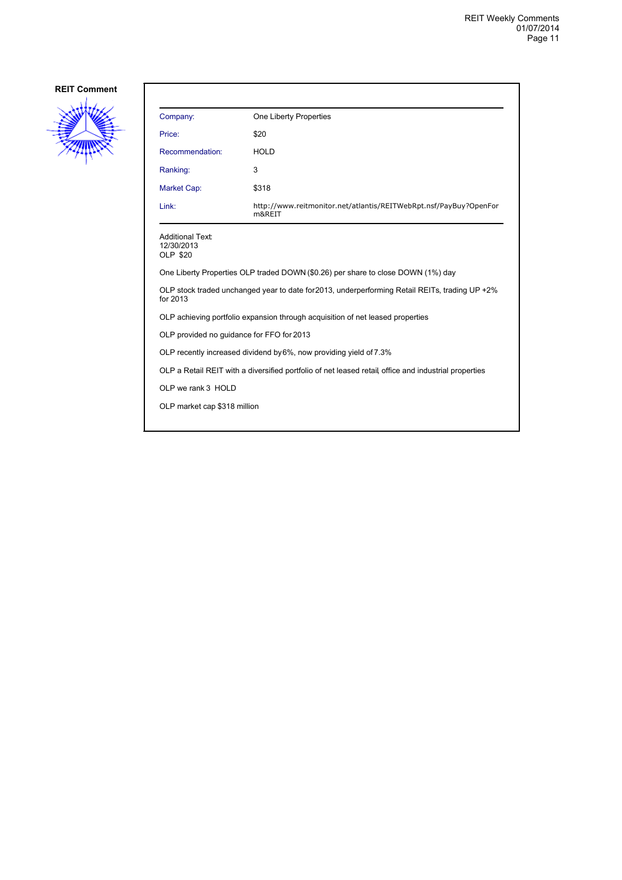**REIT Comment**

| Company: | One Liberty Properties |
|---|---|
| Price: | $20 |
| Recommendation: | HOLD |
| Ranking: | 3 |
| Market Cap: | $318 |
| Link: | http://www.reitmonitor.net/atlantis/REITWebRpt.nsf/PayBuy?OpenForm&REIT |

Additional Text:
12/30/2013
OLP $20

One Liberty Properties OLP traded DOWN ($0.26) per share to close DOWN (1%) day

OLP stock traded unchanged year to date for 2013, underperforming Retail REITs, trading UP +2% for 2013

OLP achieving portfolio expansion through acquisition of net leased properties

OLP provided no guidance for FFO for 2013

OLP recently increased dividend by 6%, now providing yield of 7.3%

OLP a Retail REIT with a diversified portfolio of net leased retail, office and industrial properties

OLP we rank 3 HOLD

OLP market cap $318 million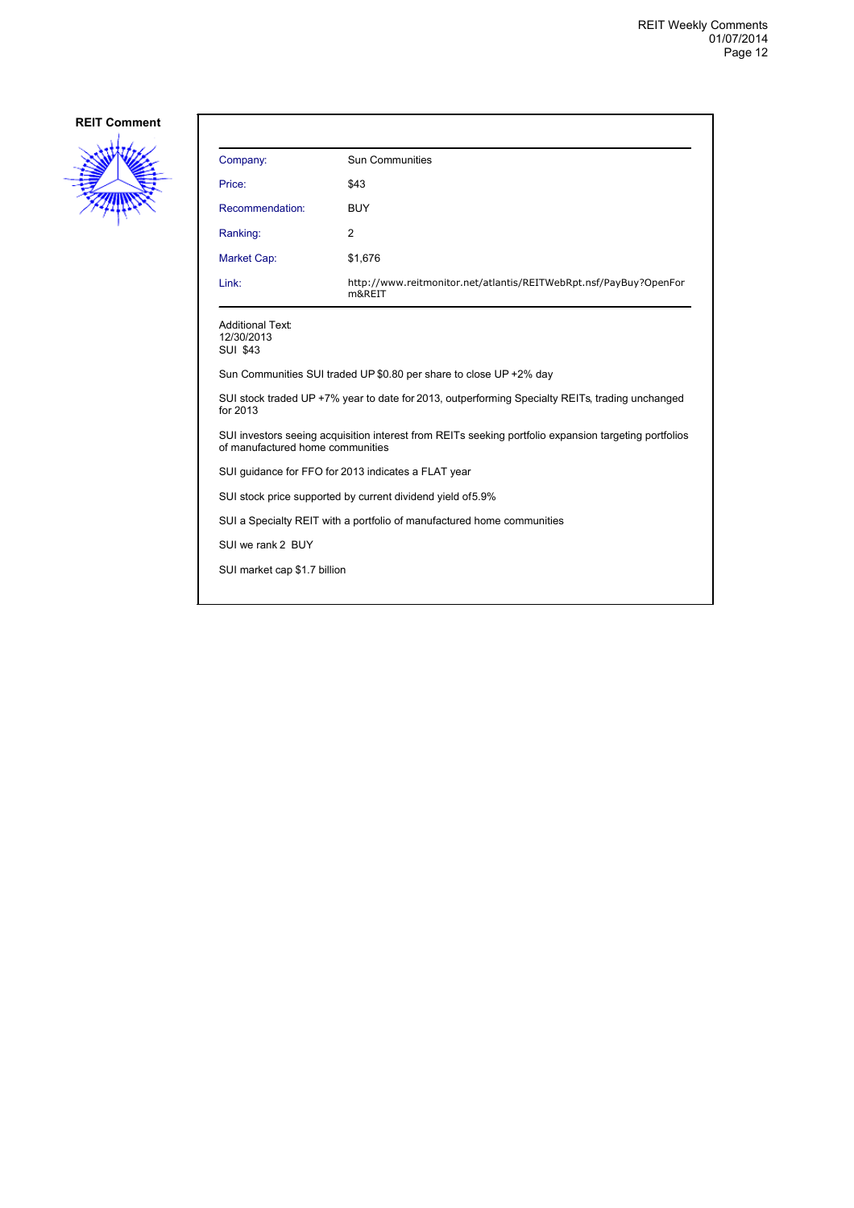**REIT Comment**

| Company: | Sun Communities |
|---|---|
| Price: | $43 |
| Recommendation: | BUY |
| Ranking: | 2 |
| Market Cap: | $1,676 |
| Link: | http://www.reitmonitor.net/atlantis/REITWebRpt.nsf/PayBuy?OpenForm&REIT |

Additional Text:
12/30/2013
SUI $43

Sun Communities SUI traded UP $0.80 per share to close UP +2% day

SUI stock traded UP +7% year to date for 2013, outperforming Specialty REITs, trading unchanged for 2013

SUI investors seeing acquisition interest from REITs seeking portfolio expansion targeting portfolios of manufactured home communities

SUI guidance for FFO for 2013 indicates a FLAT year

SUI stock price supported by current dividend yield of5.9%

SUI a Specialty REIT with a portfolio of manufactured home communities

SUI we rank 2 BUY

SUI market cap $1.7 billion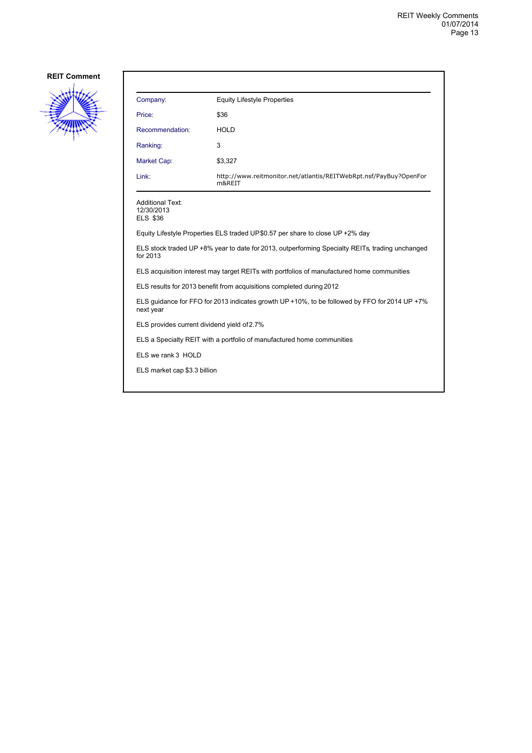**REIT Comment**

| Company: | Equity Lifestyle Properties |
|---|---|
| Price: | $36 |
| Recommendation: | HOLD |
| Ranking: | 3 |
| Market Cap: | $3,327 |
| Link: | http://www.reitmonitor.net/atlantis/REITWebRpt.nsf/PayBuy?OpenForm&REIT |

Additional Text:
12/30/2013
ELS $36

Equity Lifestyle Properties ELS traded UP $0.57 per share to close UP +2% day

ELS stock traded UP +8% year to date for 2013, outperforming Specialty REITs, trading unchanged for 2013

ELS acquisition interest may target REITs with portfolios of manufactured home communities

ELS results for 2013 benefit from acquisitions completed during 2012

ELS guidance for FFO for 2013 indicates growth UP +10%, to be followed by FFO for 2014 UP +7% next year

ELS provides current dividend yield of 2.7%

ELS a Specialty REIT with a portfolio of manufactured home communities

ELS we rank 3 HOLD

ELS market cap $3.3 billion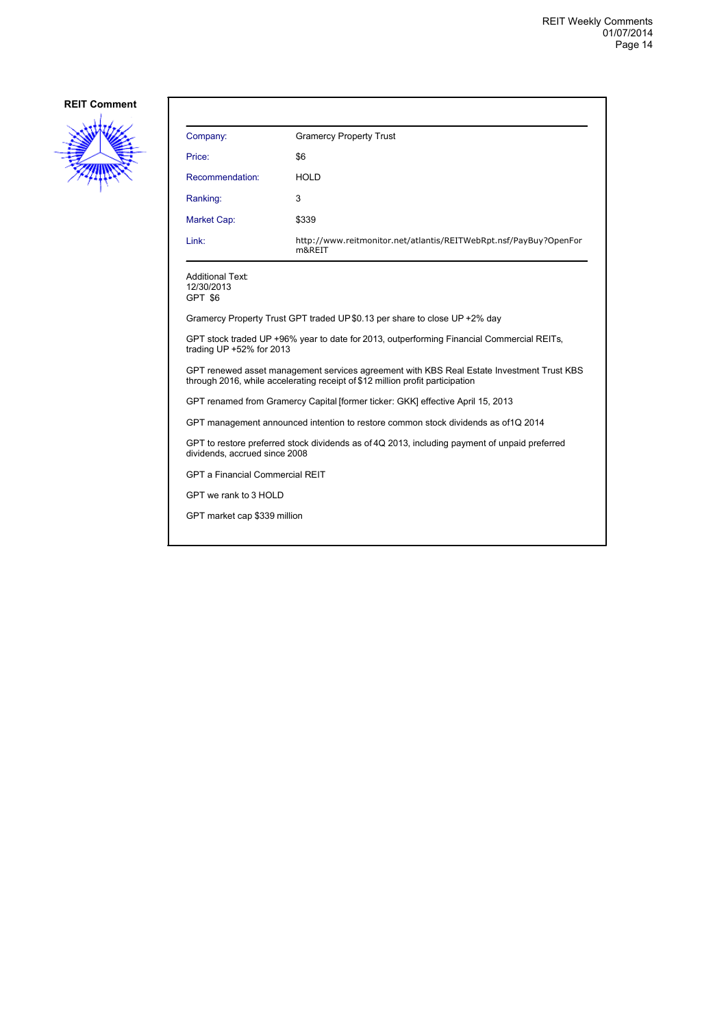**REIT Comment**

| | |
|---|---|
| Company: | Gramercy Property Trust |
| Price: | $6 |
| Recommendation: | HOLD |
| Ranking: | 3 |
| Market Cap: | $339 |
| Link: | http://www.reitmonitor.net/atlantis/REITWebRpt.nsf/PayBuy?OpenForm&REIT |

Additional Text:
12/30/2013
GPT $6

Gramercy Property Trust GPT traded UP $0.13 per share to close UP +2% day

GPT stock traded UP +96% year to date for 2013, outperforming Financial Commercial REITs, trading UP +52% for 2013

GPT renewed asset management services agreement with KBS Real Estate Investment Trust KBS through 2016, while accelerating receipt of $12 million profit participation

GPT renamed from Gramercy Capital [former ticker: GKK] effective April 15, 2013

GPT management announced intention to restore common stock dividends as of1Q 2014

GPT to restore preferred stock dividends as of 4Q 2013, including payment of unpaid preferred dividends, accrued since 2008

GPT a Financial Commercial REIT

GPT we rank to 3 HOLD

GPT market cap $339 million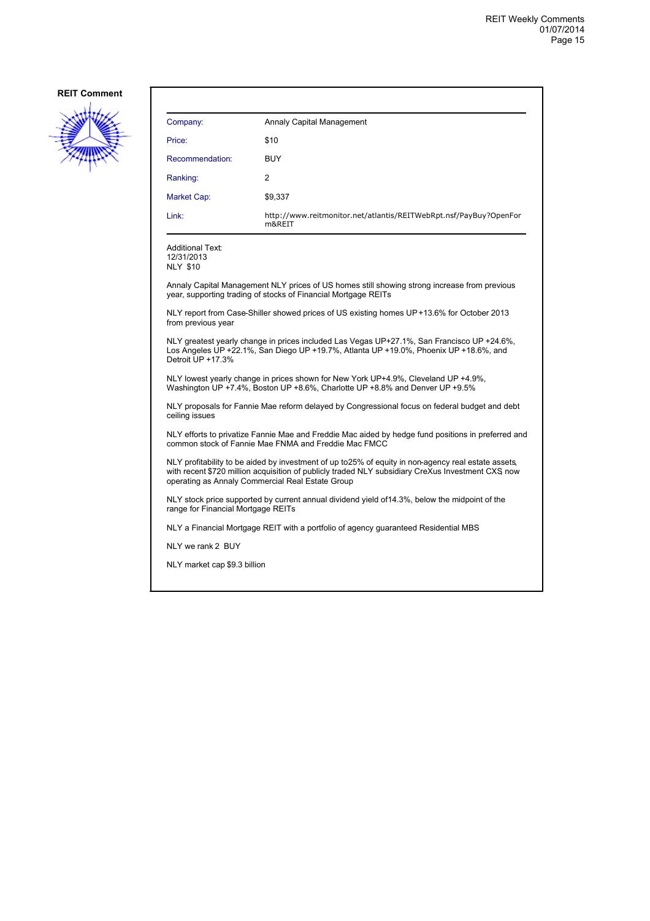**REIT Comment**

| | |
|---|---|
| Company: | Annaly Capital Management |
| Price: | $10 |
| Recommendation: | BUY |
| Ranking: | 2 |
| Market Cap: | $9,337 |
| Link: | http://www.reitmonitor.net/atlantis/REITWebRpt.nsf/PayBuy?OpenForm&REIT |

Additional Text:
12/31/2013
NLY $10

Annaly Capital Management NLY prices of US homes still showing strong increase from previous year, supporting trading of stocks of Financial Mortgage REITs

NLY report from Case-Shiller showed prices of US existing homes UP +13.6% for October 2013 from previous year

NLY greatest yearly change in prices included Las Vegas UP+27.1%, San Francisco UP +24.6%, Los Angeles UP +22.1%, San Diego UP +19.7%, Atlanta UP +19.0%, Phoenix UP +18.6%, and Detroit UP +17.3%

NLY lowest yearly change in prices shown for New York UP+4.9%, Cleveland UP +4.9%, Washington UP +7.4%, Boston UP +8.6%, Charlotte UP +8.8% and Denver UP +9.5%

NLY proposals for Fannie Mae reform delayed by Congressional focus on federal budget and debt ceiling issues

NLY efforts to privatize Fannie Mae and Freddie Mac aided by hedge fund positions in preferred and common stock of Fannie Mae FNMA and Freddie Mac FMCC

NLY profitability to be aided by investment of up to25% of equity in non-agency real estate assets, with recent $720 million acquisition of publicly traded NLY subsidiary CreXus Investment CXS, now operating as Annaly Commercial Real Estate Group

NLY stock price supported by current annual dividend yield of14.3%, below the midpoint of the range for Financial Mortgage REITs

NLY a Financial Mortgage REIT with a portfolio of agency guaranteed Residential MBS

NLY we rank 2 BUY

NLY market cap $9.3 billion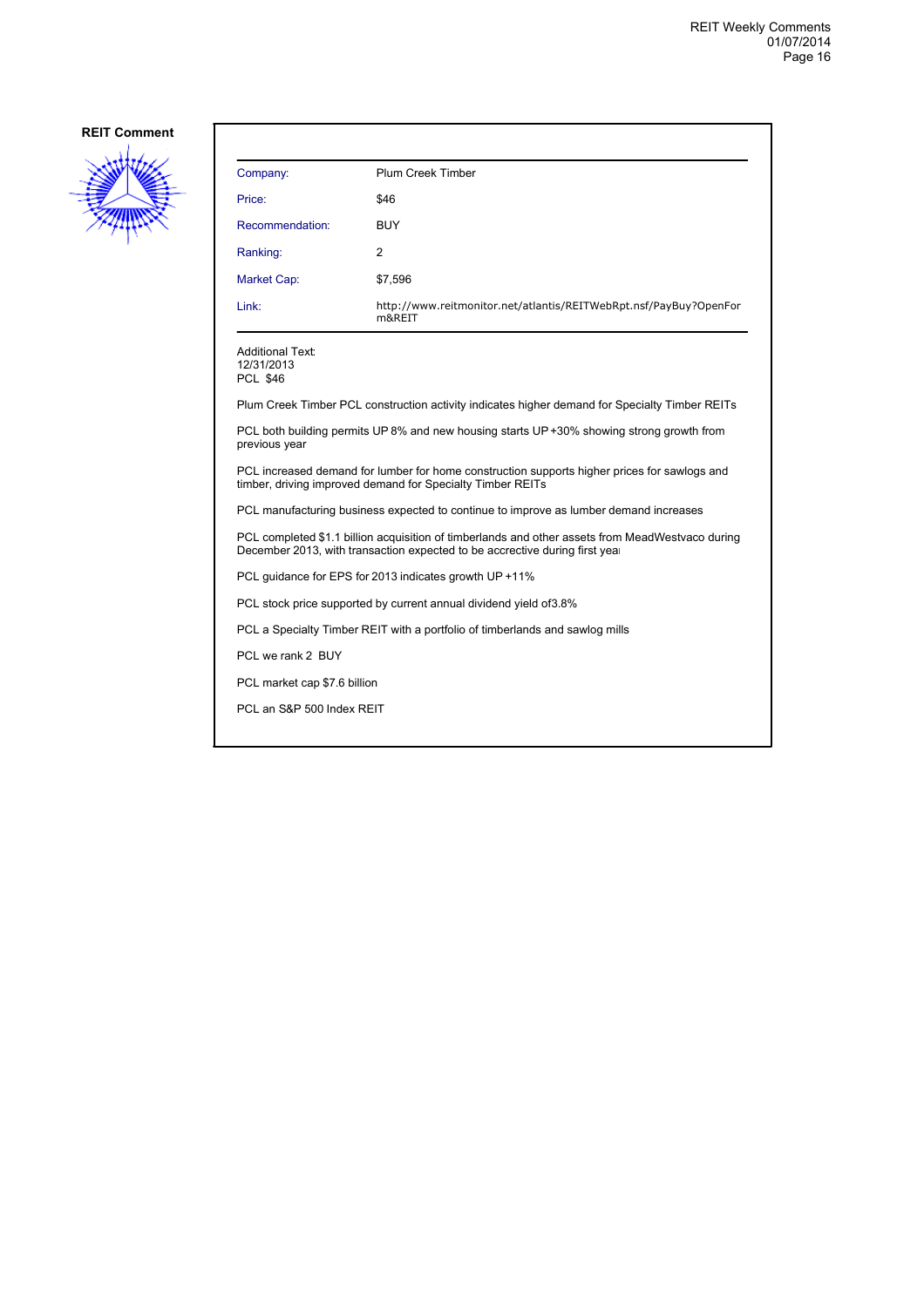## REIT Comment

| Company: | Plum Creek Timber |
|---|---|
| Price: | $46 |
| Recommendation: | BUY |
| Ranking: | 2 |
| Market Cap: | $7,596 |
| Link: | http://www.reitmonitor.net/atlantis/REITWebRpt.nsf/PayBuy?OpenForm&REIT |

Additional Text:
12/31/2013
PCL $46

Plum Creek Timber PCL construction activity indicates higher demand for Specialty Timber REITs

PCL both building permits UP 8% and new housing starts UP +30% showing strong growth from previous year

PCL increased demand for lumber for home construction supports higher prices for sawlogs and timber, driving improved demand for Specialty Timber REITs

PCL manufacturing business expected to continue to improve as lumber demand increases

PCL completed $1.1 billion acquisition of timberlands and other assets from MeadWestvaco during December 2013, with transaction expected to be accrective during first year

PCL guidance for EPS for 2013 indicates growth UP +11%

PCL stock price supported by current annual dividend yield of3.8%

PCL a Specialty Timber REIT with a portfolio of timberlands and sawlog mills

PCL we rank 2 BUY

PCL market cap $7.6 billion

PCL an S&P 500 Index REIT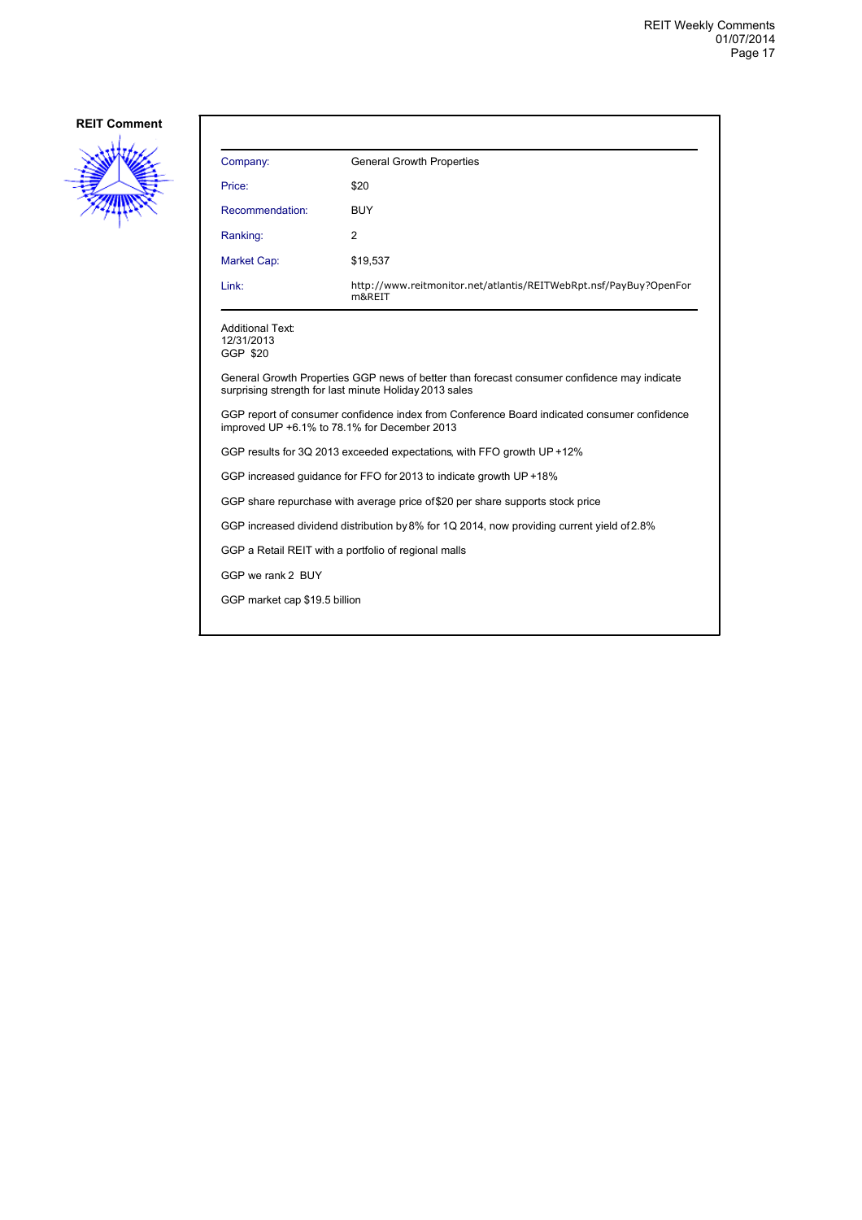**REIT Comment**

| | |
|---|---|
| Company: | General Growth Properties |
| Price: | $20 |
| Recommendation: | BUY |
| Ranking: | 2 |
| Market Cap: | $19,537 |
| Link: | http://www.reitmonitor.net/atlantis/REITWebRpt.nsf/PayBuy?OpenForm&REIT |

Additional Text:
12/31/2013
GGP $20

General Growth Properties GGP news of better than forecast consumer confidence may indicate surprising strength for last minute Holiday 2013 sales

GGP report of consumer confidence index from Conference Board indicated consumer confidence improved UP +6.1% to 78.1% for December 2013

GGP results for 3Q 2013 exceeded expectations, with FFO growth UP +12%

GGP increased guidance for FFO for 2013 to indicate growth UP +18%

GGP share repurchase with average price of $20 per share supports stock price

GGP increased dividend distribution by 8% for 1Q 2014, now providing current yield of 2.8%

GGP a Retail REIT with a portfolio of regional malls

GGP we rank 2 BUY

GGP market cap $19.5 billion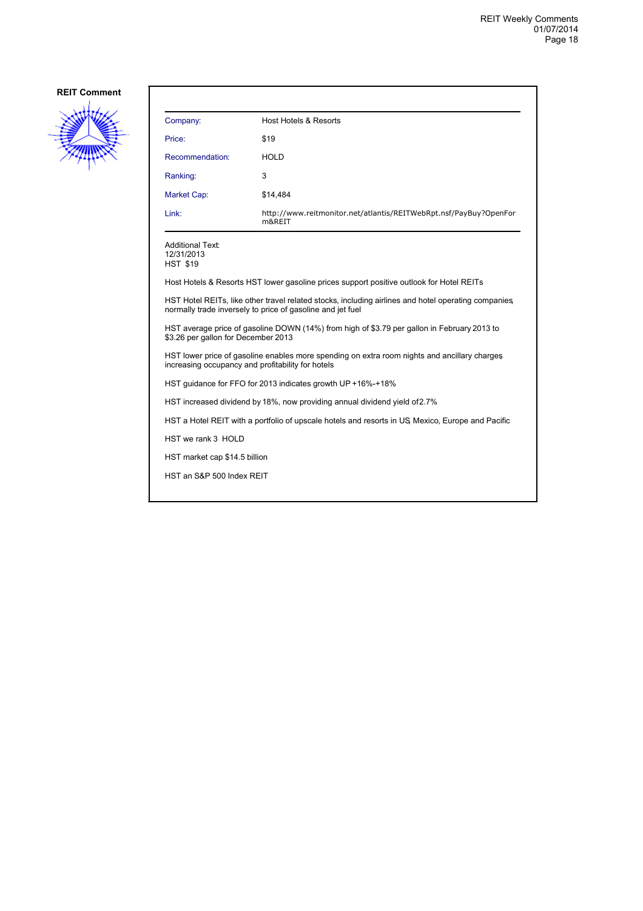**REIT Comment**

| Company: | Host Hotels & Resorts |
| --- | --- |
| Price: | $19 |
| Recommendation: | HOLD |
| Ranking: | 3 |
| Market Cap: | $14,484 |
| Link: | http://www.reitmonitor.net/atlantis/REITWebRpt.nsf/PayBuy?OpenForm&REIT |

Additional Text:
12/31/2013
HST $19

Host Hotels & Resorts HST lower gasoline prices support positive outlook for Hotel REITs

HST Hotel REITs, like other travel related stocks, including airlines and hotel operating companies, normally trade inversely to price of gasoline and jet fuel

HST average price of gasoline DOWN (14%) from high of $3.79 per gallon in February 2013 to $3.26 per gallon for December 2013

HST lower price of gasoline enables more spending on extra room nights and ancillary charges, increasing occupancy and profitability for hotels

HST guidance for FFO for 2013 indicates growth UP +16%-+18%

HST increased dividend by 18%, now providing annual dividend yield of 2.7%

HST a Hotel REIT with a portfolio of upscale hotels and resorts in US, Mexico, Europe and Pacific

HST we rank 3 HOLD

HST market cap $14.5 billion

HST an S&P 500 Index REIT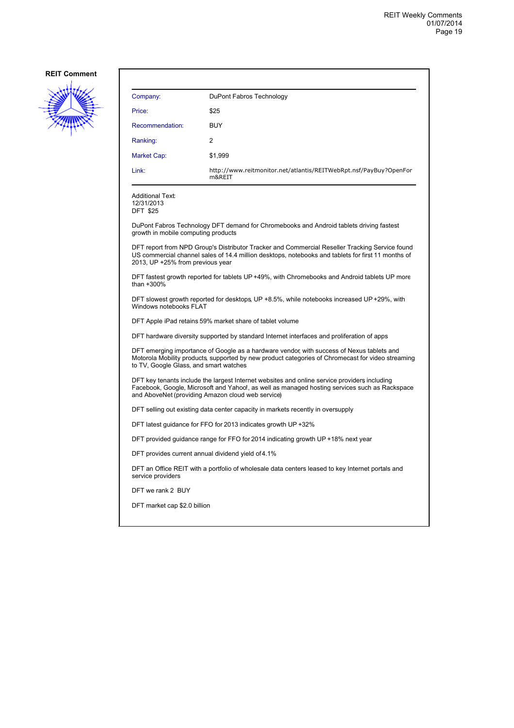**REIT Comment**

| Company: | DuPont Fabros Technology |
|---|---|
| Price: | $25 |
| Recommendation: | BUY |
| Ranking: | 2 |
| Market Cap: | $1,999 |
| Link: | http://www.reitmonitor.net/atlantis/REITWebRpt.nsf/PayBuy?OpenForm&REIT |

Additional Text:
12/31/2013
DFT $25

DuPont Fabros Technology DFT demand for Chromebooks and Android tablets driving fastest growth in mobile computing products

DFT report from NPD Group's Distributor Tracker and Commercial Reseller Tracking Service found US commercial channel sales of 14.4 million desktops, notebooks and tablets for first 11 months of 2013, UP +25% from previous year

DFT fastest growth reported for tablets UP +49%, with Chromebooks and Android tablets UP more than +300%

DFT slowest growth reported for desktops, UP +8.5%, while notebooks increased UP +29%, with Windows notebooks FLAT

DFT Apple iPad retains 59% market share of tablet volume

DFT hardware diversity supported by standard Internet interfaces and proliferation of apps

DFT emerging importance of Google as a hardware vendor, with success of Nexus tablets and Motorola Mobility products, supported by new product categories of Chromecast for video streaming to TV, Google Glass, and smart watches

DFT key tenants include the largest Internet websites and online service providers, including Facebook, Google, Microsoft and Yahoo!, as well as managed hosting services such as Rackspace and AboveNet (providing Amazon cloud web service)

DFT selling out existing data center capacity in markets recently in oversupply

DFT latest guidance for FFO for 2013 indicates growth UP +32%

DFT provided guidance range for FFO for 2014 indicating growth UP +18% next year

DFT provides current annual dividend yield of 4.1%

DFT an Office REIT with a portfolio of wholesale data centers leased to key Internet portals and service providers

DFT we rank 2 BUY

DFT market cap $2.0 billion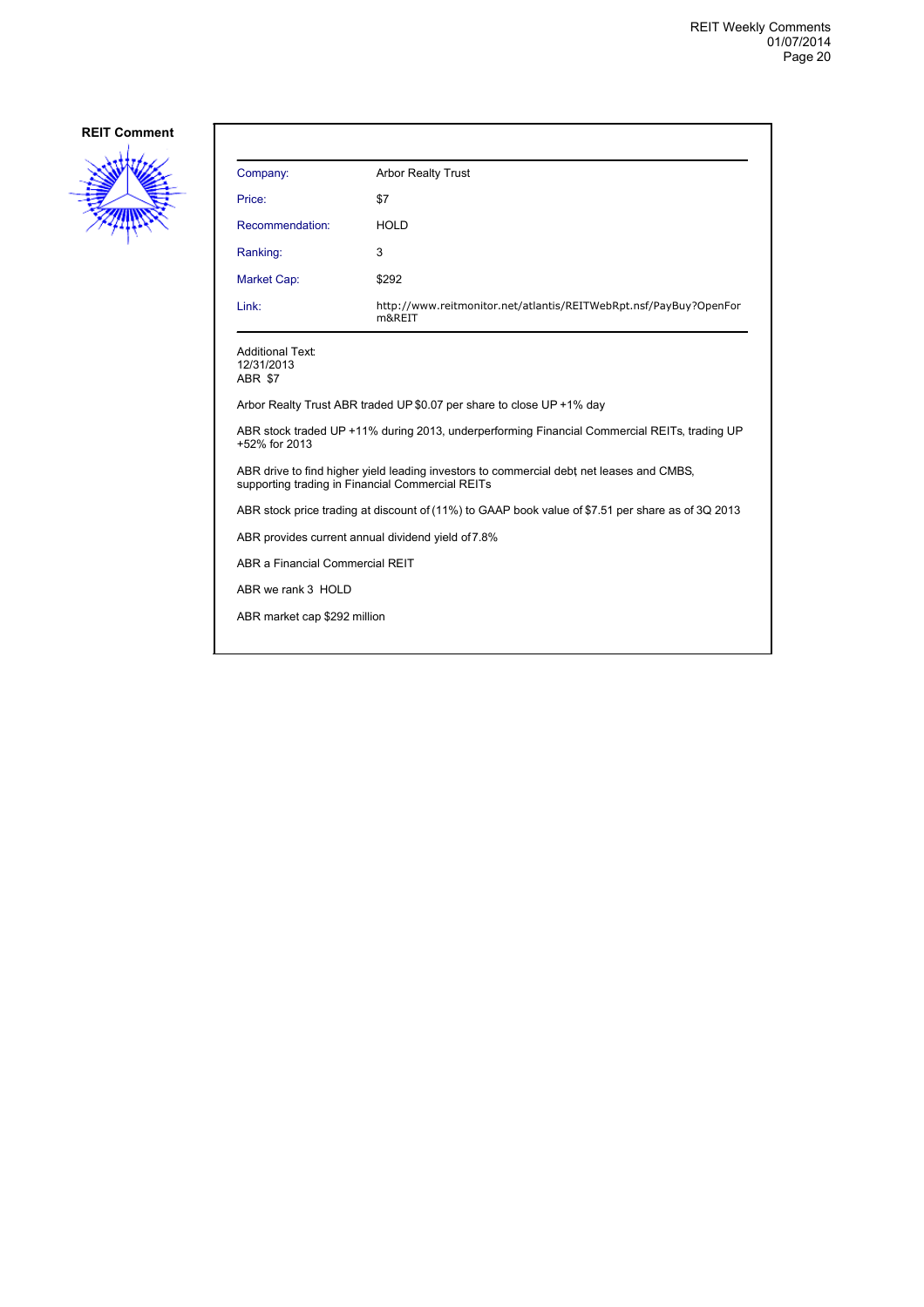**REIT Comment**

| Company: | Arbor Realty Trust |
|---|---|
| Price: | $7 |
| Recommendation: | HOLD |
| Ranking: | 3 |
| Market Cap: | $292 |
| Link: | http://www.reitmonitor.net/atlantis/REITWebRpt.nsf/PayBuy?OpenForm&REIT |

Additional Text:
12/31/2013
ABR $7

Arbor Realty Trust ABR traded UP $0.07 per share to close UP +1% day

ABR stock traded UP +11% during 2013, underperforming Financial Commercial REITs, trading UP +52% for 2013

ABR drive to find higher yield leading investors to commercial debt, net leases and CMBS, supporting trading in Financial Commercial REITs

ABR stock price trading at discount of (11%) to GAAP book value of $7.51 per share as of 3Q 2013

ABR provides current annual dividend yield of 7.8%

ABR a Financial Commercial REIT

ABR we rank 3 HOLD

ABR market cap $292 million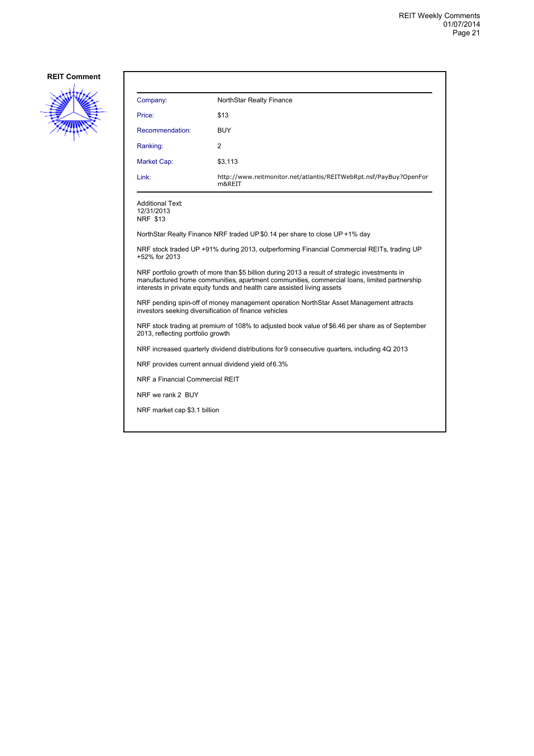**REIT Comment**

| | |
|---|---|
| Company: | NorthStar Realty Finance |
| Price: | $13 |
| Recommendation: | BUY |
| Ranking: | 2 |
| Market Cap: | $3,113 |
| Link: | http://www.reitmonitor.net/atlantis/REITWebRpt.nsf/PayBuy?OpenForm&REIT |

Additional Text:
12/31/2013
NRF $13

NorthStar Realty Finance NRF traded UP $0.14 per share to close UP +1% day

NRF stock traded UP +91% during 2013, outperforming Financial Commercial REITs, trading UP +52% for 2013

NRF portfolio growth of more than $5 billion during 2013 a result of strategic investments in manufactured home communities, apartment communities, commercial loans, limited partnership interests in private equity funds and health care assisted living assets

NRF pending spin-off of money management operation NorthStar Asset Management attracts investors seeking diversification of finance vehicles

NRF stock trading at premium of 108% to adjusted book value of $6.46 per share as of September 2013, reflecting portfolio growth

NRF increased quarterly dividend distributions for 9 consecutive quarters, including 4Q 2013

NRF provides current annual dividend yield of 6.3%

NRF a Financial Commercial REIT

NRF we rank 2 BUY

NRF market cap $3.1 billion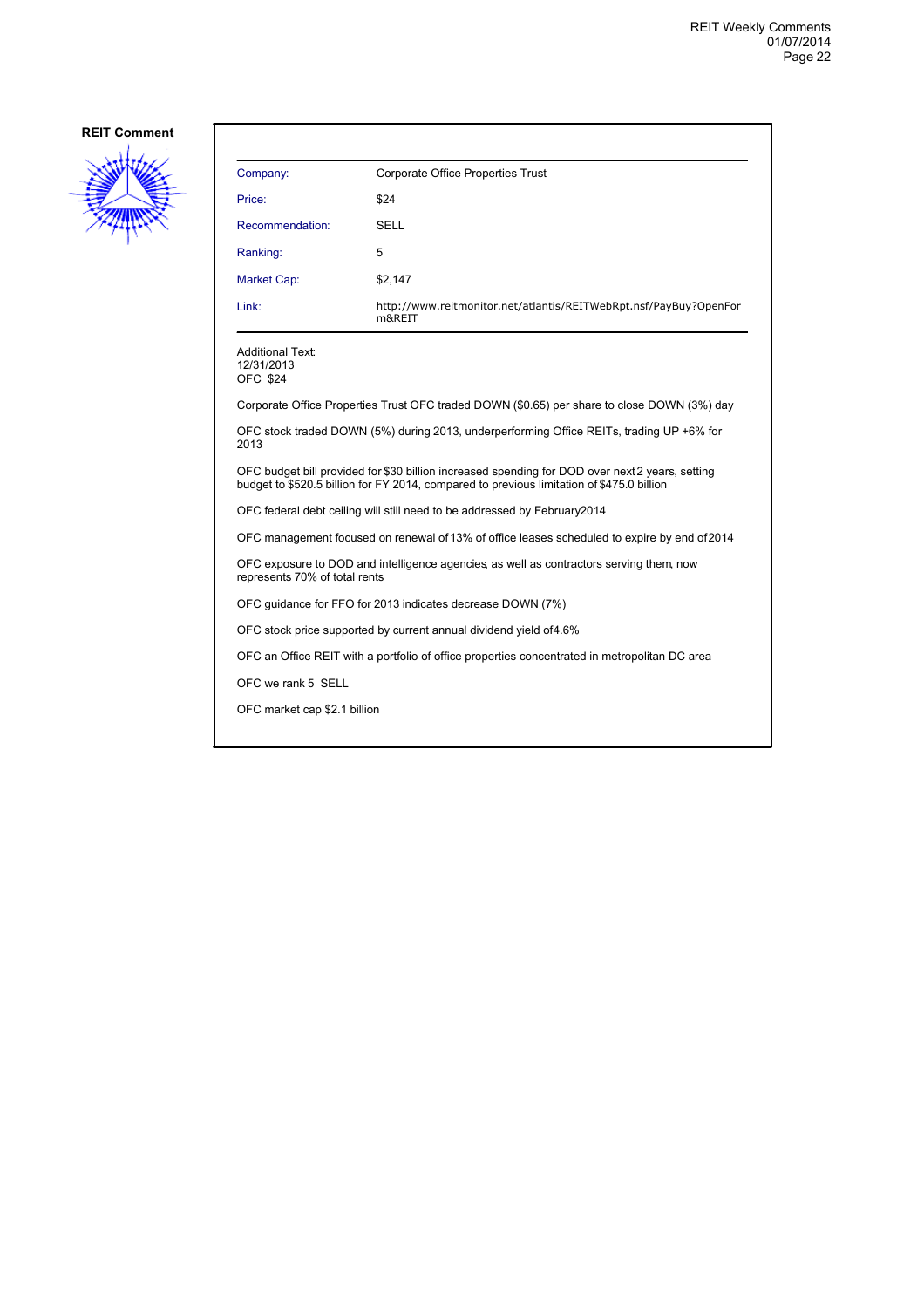**REIT Comment**

| Company: | Corporate Office Properties Trust |
|---|---|
| Price: | $24 |
| Recommendation: | SELL |
| Ranking: | 5 |
| Market Cap: | $2,147 |
| Link: | http://www.reitmonitor.net/atlantis/REITWebRpt.nsf/PayBuy?OpenForm&REIT |

Additional Text:
12/31/2013
OFC $24

Corporate Office Properties Trust OFC traded DOWN ($0.65) per share to close DOWN (3%) day

OFC stock traded DOWN (5%) during 2013, underperforming Office REITs, trading UP +6% for 2013

OFC budget bill provided for $30 billion increased spending for DOD over next 2 years, setting budget to $520.5 billion for FY 2014, compared to previous limitation of $475.0 billion

OFC federal debt ceiling will still need to be addressed by February 2014

OFC management focused on renewal of 13% of office leases scheduled to expire by end of 2014

OFC exposure to DOD and intelligence agencies, as well as contractors serving them, now represents 70% of total rents

OFC guidance for FFO for 2013 indicates decrease DOWN (7%)

OFC stock price supported by current annual dividend yield of 4.6%

OFC an Office REIT with a portfolio of office properties concentrated in metropolitan DC area

OFC we rank 5 SELL

OFC market cap $2.1 billion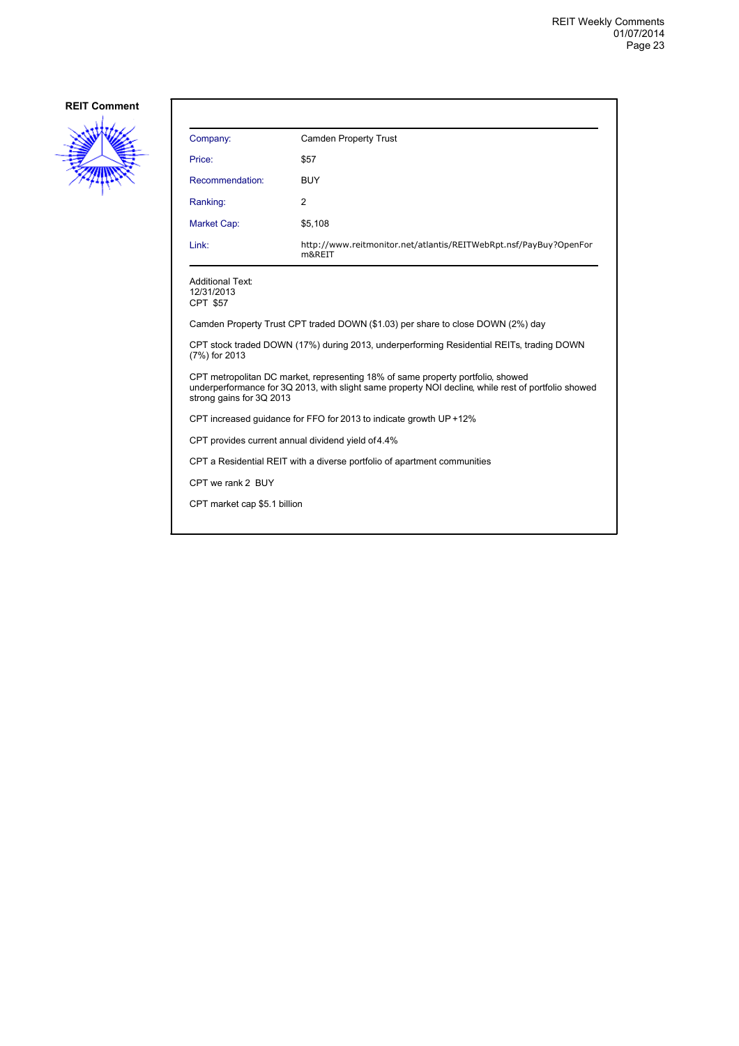**REIT Comment**

| Company: | Camden Property Trust |
|---|---|
| Price: | $57 |
| Recommendation: | BUY |
| Ranking: | 2 |
| Market Cap: | $5,108 |
| Link: | http://www.reitmonitor.net/atlantis/REITWebRpt.nsf/PayBuy?OpenForm&REIT |

Additional Text:
12/31/2013
CPT $57

Camden Property Trust CPT traded DOWN ($1.03) per share to close DOWN (2%) day

CPT stock traded DOWN (17%) during 2013, underperforming Residential REITs, trading DOWN (7%) for 2013

CPT metropolitan DC market, representing 18% of same property portfolio, showed underperformance for 3Q 2013, with slight same property NOI decline, while rest of portfolio showed strong gains for 3Q 2013

CPT increased guidance for FFO for 2013 to indicate growth UP +12%

CPT provides current annual dividend yield of 4.4%

CPT a Residential REIT with a diverse portfolio of apartment communities

CPT we rank 2 BUY

CPT market cap $5.1 billion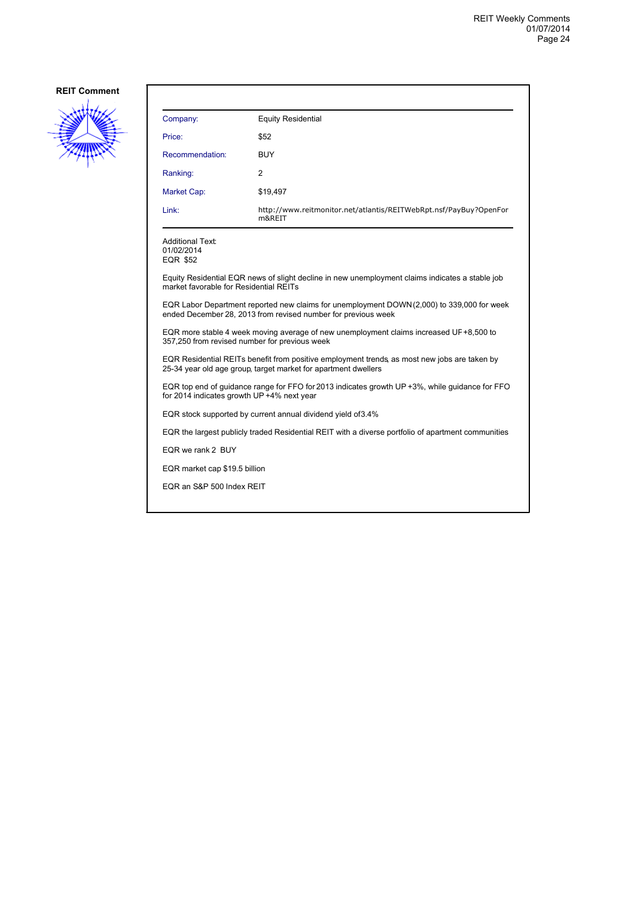**REIT Comment**

| Company: | Equity Residential |
| --- | --- |
| Price: | $52 |
| Recommendation: | BUY |
| Ranking: | 2 |
| Market Cap: | $19,497 |
| Link: | http://www.reitmonitor.net/atlantis/REITWebRpt.nsf/PayBuy?OpenForm&REIT |

Additional Text:
01/02/2014
EQR $52

Equity Residential EQR news of slight decline in new unemployment claims indicates a stable job market favorable for Residential REITs

EQR Labor Department reported new claims for unemployment DOWN (2,000) to 339,000 for week ended December 28, 2013 from revised number for previous week

EQR more stable 4 week moving average of new unemployment claims increased UP +8,500 to 357,250 from revised number for previous week

EQR Residential REITs benefit from positive employment trends, as most new jobs are taken by 25-34 year old age group, target market for apartment dwellers

EQR top end of guidance range for FFO for 2013 indicates growth UP +3%, while guidance for FFO for 2014 indicates growth UP +4% next year

EQR stock supported by current annual dividend yield of 3.4%

EQR the largest publicly traded Residential REIT with a diverse portfolio of apartment communities

EQR we rank 2 BUY

EQR market cap $19.5 billion

EQR an S&P 500 Index REIT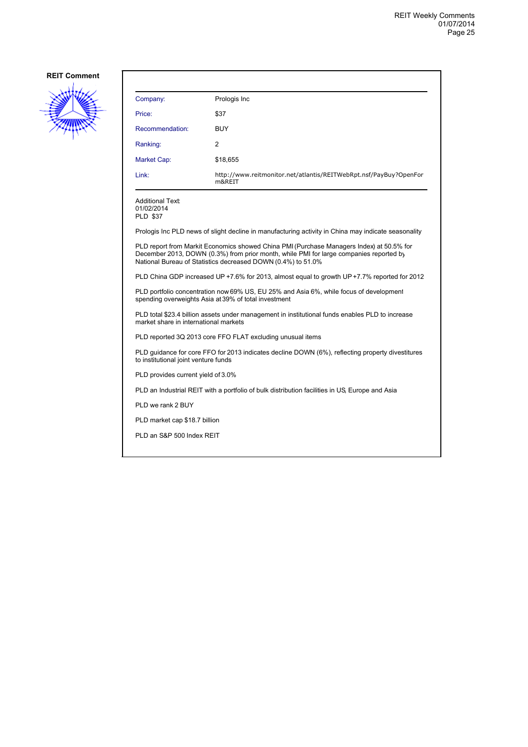**REIT Comment**

| | |
|---|---|
| Company: | Prologis Inc |
| Price: | $37 |
| Recommendation: | BUY |
| Ranking: | 2 |
| Market Cap: | $18,655 |
| Link: | http://www.reitmonitor.net/atlantis/REITWebRpt.nsf/PayBuy?OpenForm&REIT |

Additional Text:
01/02/2014
PLD $37

Prologis Inc PLD news of slight decline in manufacturing activity in China may indicate seasonality

PLD report from Markit Economics showed China PMI (Purchase Managers Index) at 50.5% for December 2013, DOWN (0.3%) from prior month, while PMI for large companies reported by National Bureau of Statistics decreased DOWN (0.4%) to 51.0%

PLD China GDP increased UP +7.6% for 2013, almost equal to growth UP +7.7% reported for 2012

PLD portfolio concentration now 69% US, EU 25% and Asia 6%, while focus of development spending overweights Asia at 39% of total investment

PLD total $23.4 billion assets under management in institutional funds enables PLD to increase market share in international markets

PLD reported 3Q 2013 core FFO FLAT excluding unusual items

PLD guidance for core FFO for 2013 indicates decline DOWN (6%), reflecting property divestitures to institutional joint venture funds

PLD provides current yield of 3.0%

PLD an Industrial REIT with a portfolio of bulk distribution facilities in US, Europe and Asia

PLD we rank 2 BUY

PLD market cap $18.7 billion

PLD an S&P 500 Index REIT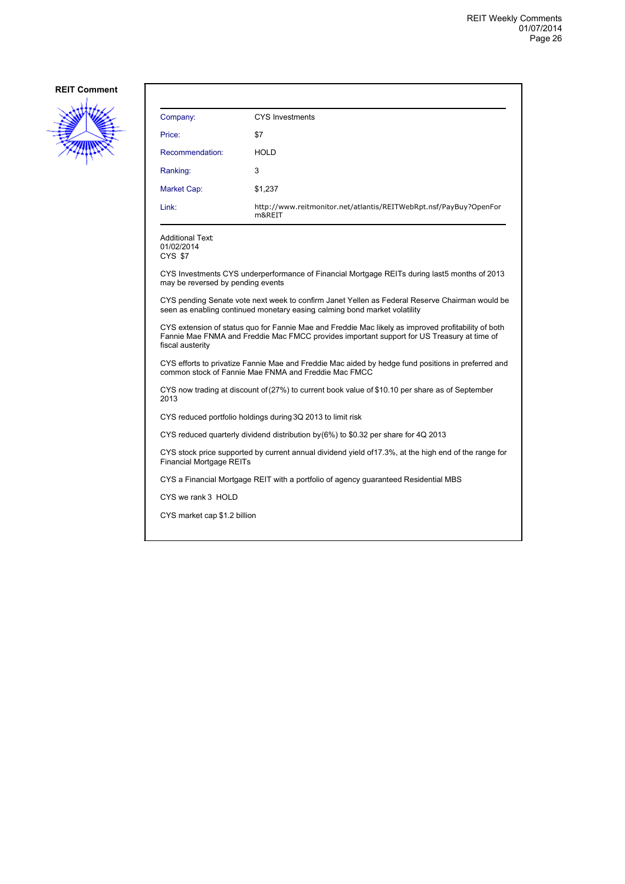**REIT Comment**

| Company: | CYS Investments |
|---|---|
| Price: | $7 |
| Recommendation: | HOLD |
| Ranking: | 3 |
| Market Cap: | $1,237 |
| Link: | http://www.reitmonitor.net/atlantis/REITWebRpt.nsf/PayBuy?OpenForm&REIT |

Additional Text:
01/02/2014
CYS $7

CYS Investments CYS underperformance of Financial Mortgage REITs during last5 months of 2013 may be reversed by pending events

CYS pending Senate vote next week to confirm Janet Yellen as Federal Reserve Chairman would be seen as enabling continued monetary easing calming bond market volatility

CYS extension of status quo for Fannie Mae and Freddie Mac likely as improved profitability of both Fannie Mae FNMA and Freddie Mac FMCC provides important support for US Treasury at time of fiscal austerity

CYS efforts to privatize Fannie Mae and Freddie Mac aided by hedge fund positions in preferred and common stock of Fannie Mae FNMA and Freddie Mac FMCC

CYS now trading at discount of (27%) to current book value of $10.10 per share as of September 2013

CYS reduced portfolio holdings during 3Q 2013 to limit risk

CYS reduced quarterly dividend distribution by (6%) to $0.32 per share for 4Q 2013

CYS stock price supported by current annual dividend yield of17.3%, at the high end of the range for Financial Mortgage REITs

CYS a Financial Mortgage REIT with a portfolio of agency guaranteed Residential MBS

CYS we rank 3 HOLD

CYS market cap $1.2 billion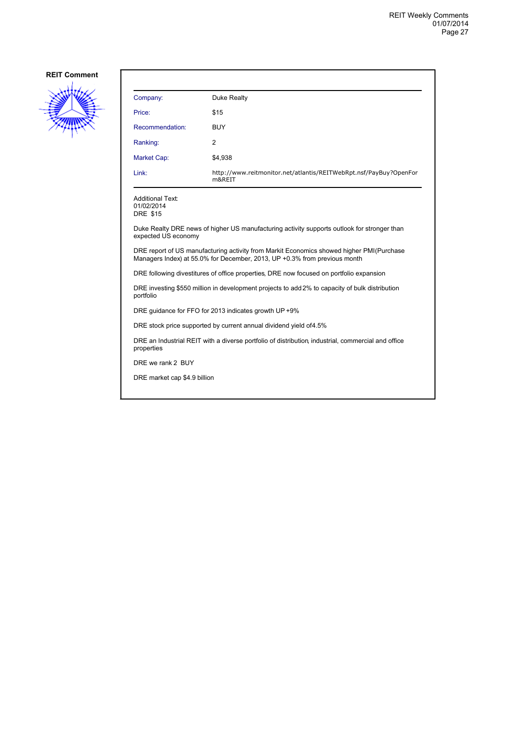**REIT Comment**

| Company: | Duke Realty |
| --- | --- |
| Price: | $15 |
| Recommendation: | BUY |
| Ranking: | 2 |
| Market Cap: | $4,938 |
| Link: | http://www.reitmonitor.net/atlantis/REITWebRpt.nsf/PayBuy?OpenForm&REIT |

Additional Text:
01/02/2014
DRE $15

Duke Realty DRE news of higher US manufacturing activity supports outlook for stronger than expected US economy

DRE report of US manufacturing activity from Markit Economics showed higher PMI(Purchase Managers Index) at 55.0% for December, 2013, UP +0.3% from previous month

DRE following divestitures of office properties, DRE now focused on portfolio expansion

DRE investing $550 million in development projects to add 2% to capacity of bulk distribution portfolio

DRE guidance for FFO for 2013 indicates growth UP +9%

DRE stock price supported by current annual dividend yield of4.5%

DRE an Industrial REIT with a diverse portfolio of distribution, industrial, commercial and office properties

DRE we rank 2 BUY

DRE market cap $4.9 billion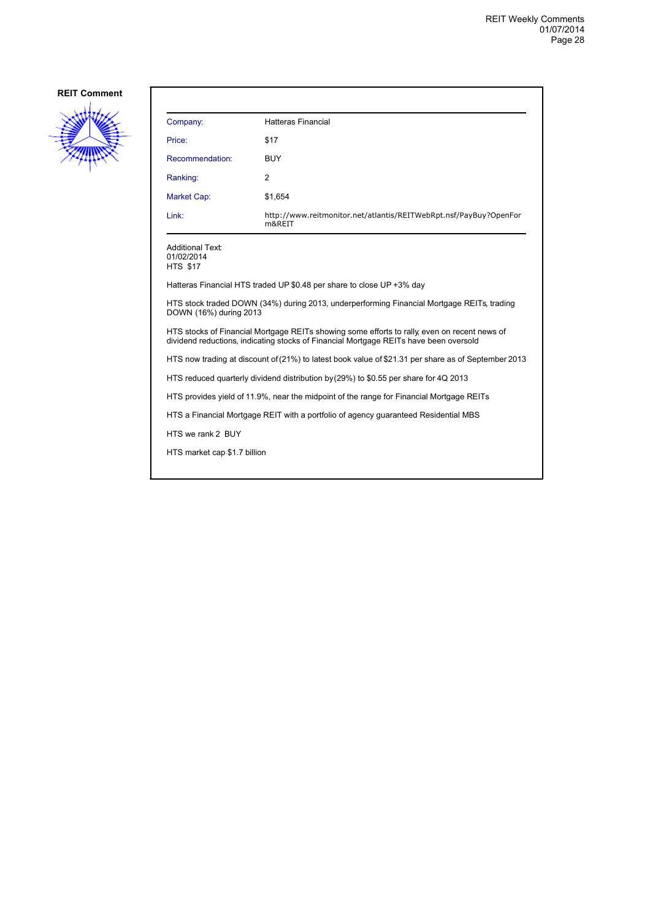**REIT Comment**

| Company: | Hatteras Financial |
|---|---|
| Price: | $17 |
| Recommendation: | BUY |
| Ranking: | 2 |
| Market Cap: | $1,654 |
| Link: | http://www.reitmonitor.net/atlantis/REITWebRpt.nsf/PayBuy?OpenForm&REIT |

Additional Text:
01/02/2014
HTS $17

Hatteras Financial HTS traded UP $0.48 per share to close UP +3% day

HTS stock traded DOWN (34%) during 2013, underperforming Financial Mortgage REITs, trading DOWN (16%) during 2013

HTS stocks of Financial Mortgage REITs showing some efforts to rally, even on recent news of dividend reductions, indicating stocks of Financial Mortgage REITs have been oversold

HTS now trading at discount of (21%) to latest book value of $21.31 per share as of September 2013

HTS reduced quarterly dividend distribution by (29%) to $0.55 per share for 4Q 2013

HTS provides yield of 11.9%, near the midpoint of the range for Financial Mortgage REITs

HTS a Financial Mortgage REIT with a portfolio of agency guaranteed Residential MBS

HTS we rank 2 BUY

HTS market cap $1.7 billion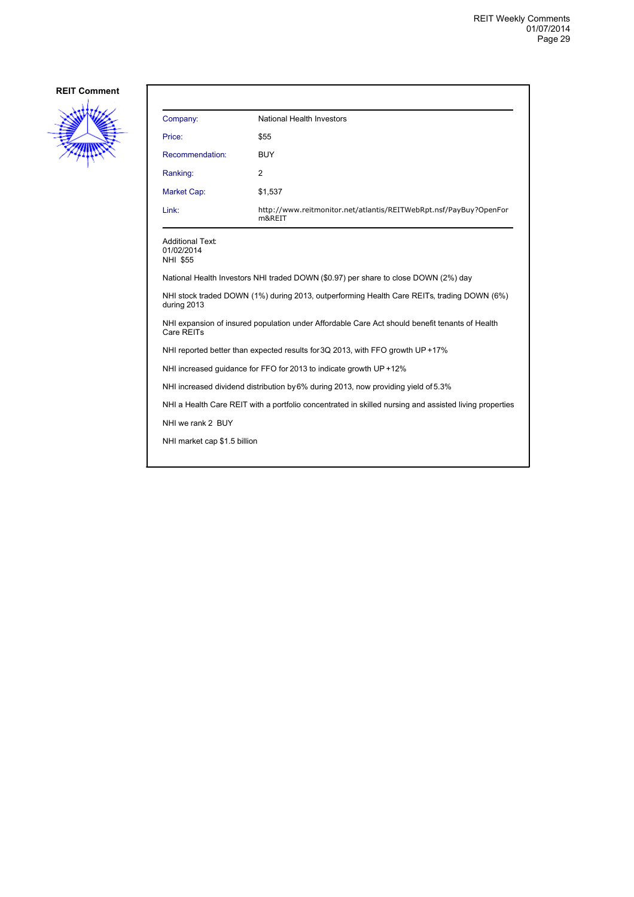**REIT Comment**

| | |
|---|---|
| Company: | National Health Investors |
| Price: | $55 |
| Recommendation: | BUY |
| Ranking: | 2 |
| Market Cap: | $1,537 |
| Link: | http://www.reitmonitor.net/atlantis/REITWebRpt.nsf/PayBuy?OpenForm&REIT |

Additional Text:
01/02/2014
NHI $55

National Health Investors NHI traded DOWN ($0.97) per share to close DOWN (2%) day

NHI stock traded DOWN (1%) during 2013, outperforming Health Care REITs, trading DOWN (6%) during 2013

NHI expansion of insured population under Affordable Care Act should benefit tenants of Health Care REITs

NHI reported better than expected results for 3Q 2013, with FFO growth UP +17%

NHI increased guidance for FFO for 2013 to indicate growth UP +12%

NHI increased dividend distribution by 6% during 2013, now providing yield of 5.3%

NHI a Health Care REIT with a portfolio concentrated in skilled nursing and assisted living properties

NHI we rank 2 BUY

NHI market cap $1.5 billion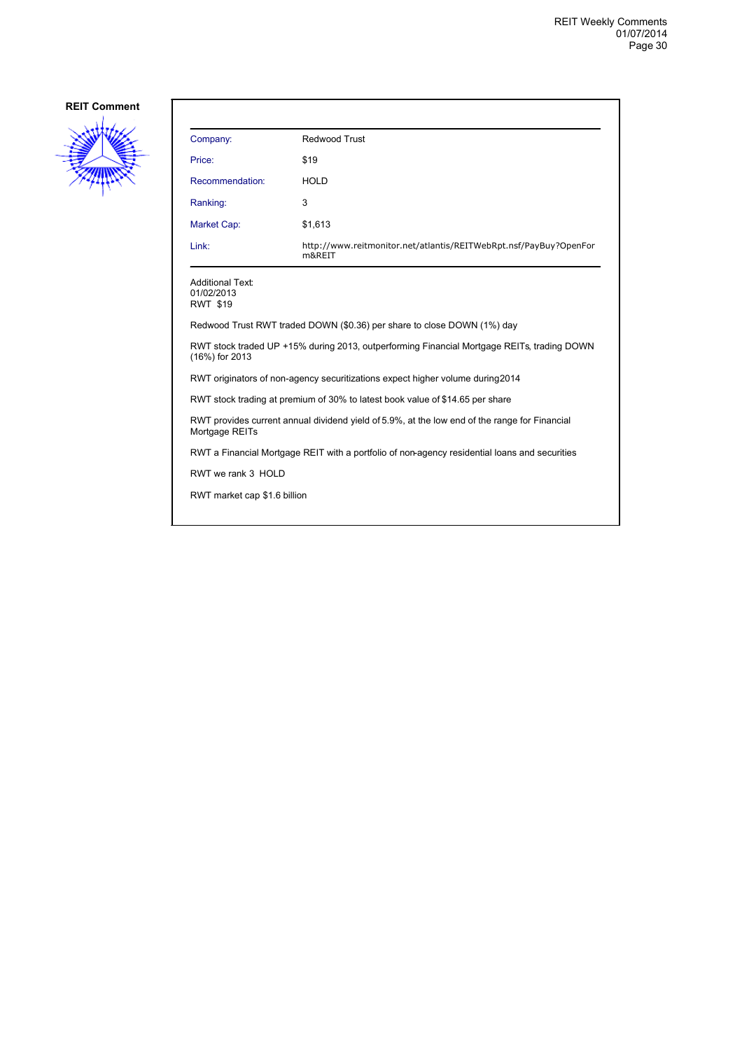## REIT Comment

| Company: | Redwood Trust |
| --- | --- |
| Price: | $19 |
| Recommendation: | HOLD |
| Ranking: | 3 |
| Market Cap: | $1,613 |
| Link: | http://www.reitmonitor.net/atlantis/REITWebRpt.nsf/PayBuy?OpenForm&REIT |

Additional Text:
01/02/2013
RWT $19

Redwood Trust RWT traded DOWN ($0.36) per share to close DOWN (1%) day

RWT stock traded UP +15% during 2013, outperforming Financial Mortgage REITs, trading DOWN (16%) for 2013

RWT originators of non-agency securitizations expect higher volume during 2014

RWT stock trading at premium of 30% to latest book value of $14.65 per share

RWT provides current annual dividend yield of 5.9%, at the low end of the range for Financial Mortgage REITs

RWT a Financial Mortgage REIT with a portfolio of non-agency residential loans and securities

RWT we rank 3 HOLD

RWT market cap $1.6 billion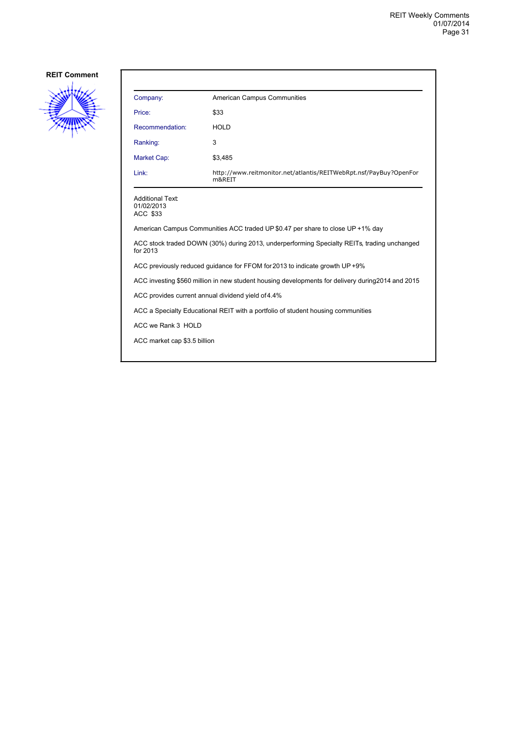**REIT Comment**

| Company: | American Campus Communities |
|---|---|
| Price: | $33 |
| Recommendation: | HOLD |
| Ranking: | 3 |
| Market Cap: | $3,485 |
| Link: | http://www.reitmonitor.net/atlantis/REITWebRpt.nsf/PayBuy?OpenForm&REIT |

Additional Text:
01/02/2013
ACC $33

American Campus Communities ACC traded UP $0.47 per share to close UP +1% day

ACC stock traded DOWN (30%) during 2013, underperforming Specialty REITs, trading unchanged for 2013

ACC previously reduced guidance for FFOM for 2013 to indicate growth UP +9%

ACC investing $560 million in new student housing developments for delivery during2014 and 2015

ACC provides current annual dividend yield of 4.4%

ACC a Specialty Educational REIT with a portfolio of student housing communities

ACC we Rank 3 HOLD

ACC market cap $3.5 billion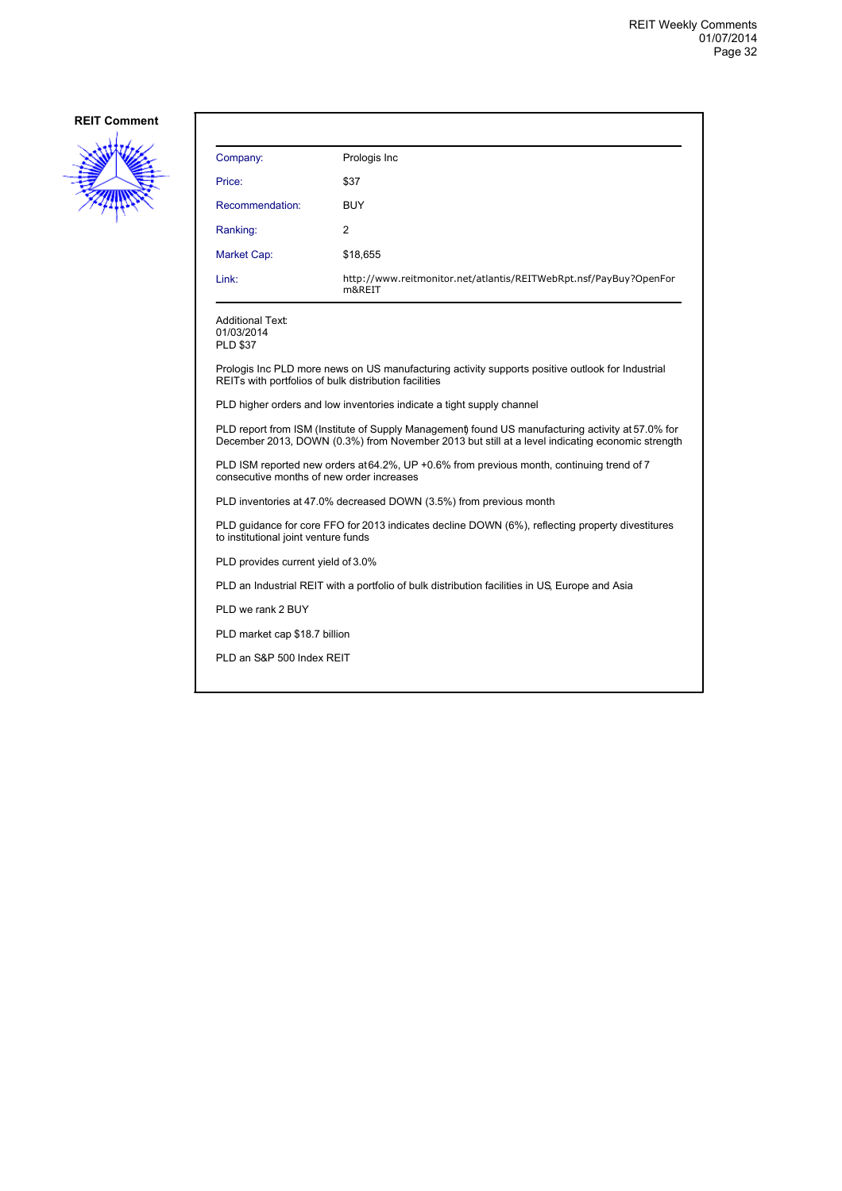**REIT Comment**

| Company: | Prologis Inc |
|---|---|
| Price: | $37 |
| Recommendation: | BUY |
| Ranking: | 2 |
| Market Cap: | $18,655 |
| Link: | http://www.reitmonitor.net/atlantis/REITWebRpt.nsf/PayBuy?OpenForm&REIT |

Additional Text:
01/03/2014
PLD $37

Prologis Inc PLD more news on US manufacturing activity supports positive outlook for Industrial REITs with portfolios of bulk distribution facilities

PLD higher orders and low inventories indicate a tight supply channel

PLD report from ISM (Institute of Supply Management) found US manufacturing activity at 57.0% for December 2013, DOWN (0.3%) from November 2013 but still at a level indicating economic strength

PLD ISM reported new orders at 64.2%, UP +0.6% from previous month, continuing trend of 7 consecutive months of new order increases

PLD inventories at 47.0% decreased DOWN (3.5%) from previous month

PLD guidance for core FFO for 2013 indicates decline DOWN (6%), reflecting property divestitures to institutional joint venture funds

PLD provides current yield of 3.0%

PLD an Industrial REIT with a portfolio of bulk distribution facilities in US, Europe and Asia

PLD we rank 2 BUY

PLD market cap $18.7 billion

PLD an S&P 500 Index REIT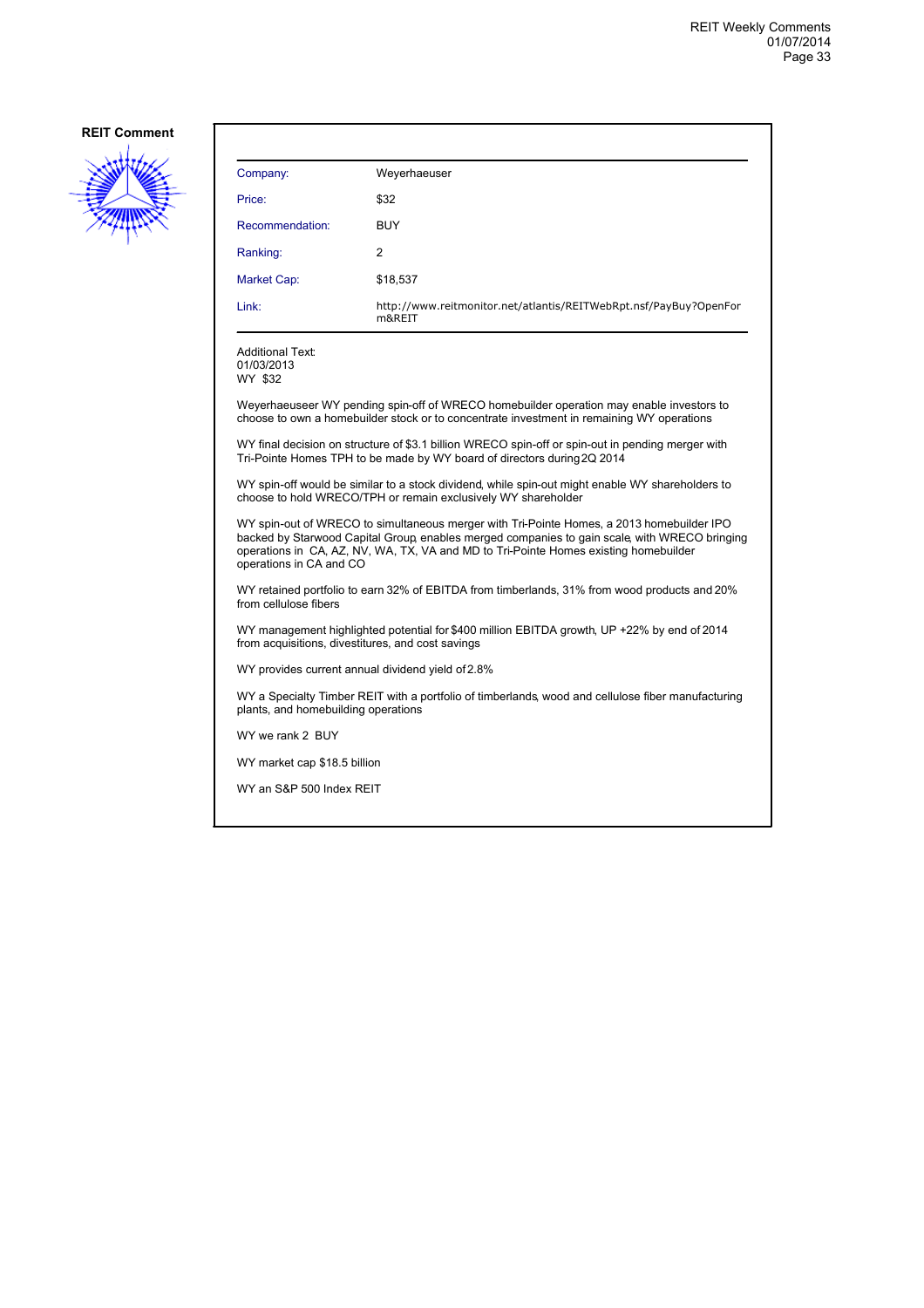**REIT Comment**

| Company: | Weyerhaeuser |
| --- | --- |
| Price: | $32 |
| Recommendation: | BUY |
| Ranking: | 2 |
| Market Cap: | $18,537 |
| Link: | http://www.reitmonitor.net/atlantis/REITWebRpt.nsf/PayBuy?OpenForm&REIT |

Additional Text:
01/03/2013
WY $32

Weyerhaeuseer WY pending spin-off of WRECO homebuilder operation may enable investors to choose to own a homebuilder stock or to concentrate investment in remaining WY operations

WY final decision on structure of $3.1 billion WRECO spin-off or spin-out in pending merger with Tri-Pointe Homes TPH to be made by WY board of directors during 2Q 2014

WY spin-off would be similar to a stock dividend, while spin-out might enable WY shareholders to choose to hold WRECO/TPH or remain exclusively WY shareholder

WY spin-out of WRECO to simultaneous merger with Tri-Pointe Homes, a 2013 homebuilder IPO backed by Starwood Capital Group, enables merged companies to gain scale, with WRECO bringing operations in CA, AZ, NV, WA, TX, VA and MD to Tri-Pointe Homes existing homebuilder operations in CA and CO

WY retained portfolio to earn 32% of EBITDA from timberlands, 31% from wood products and 20% from cellulose fibers

WY management highlighted potential for $400 million EBITDA growth, UP +22% by end of 2014 from acquisitions, divestitures, and cost savings

WY provides current annual dividend yield of 2.8%

WY a Specialty Timber REIT with a portfolio of timberlands, wood and cellulose fiber manufacturing plants, and homebuilding operations

WY we rank 2 BUY

WY market cap $18.5 billion

WY an S&P 500 Index REIT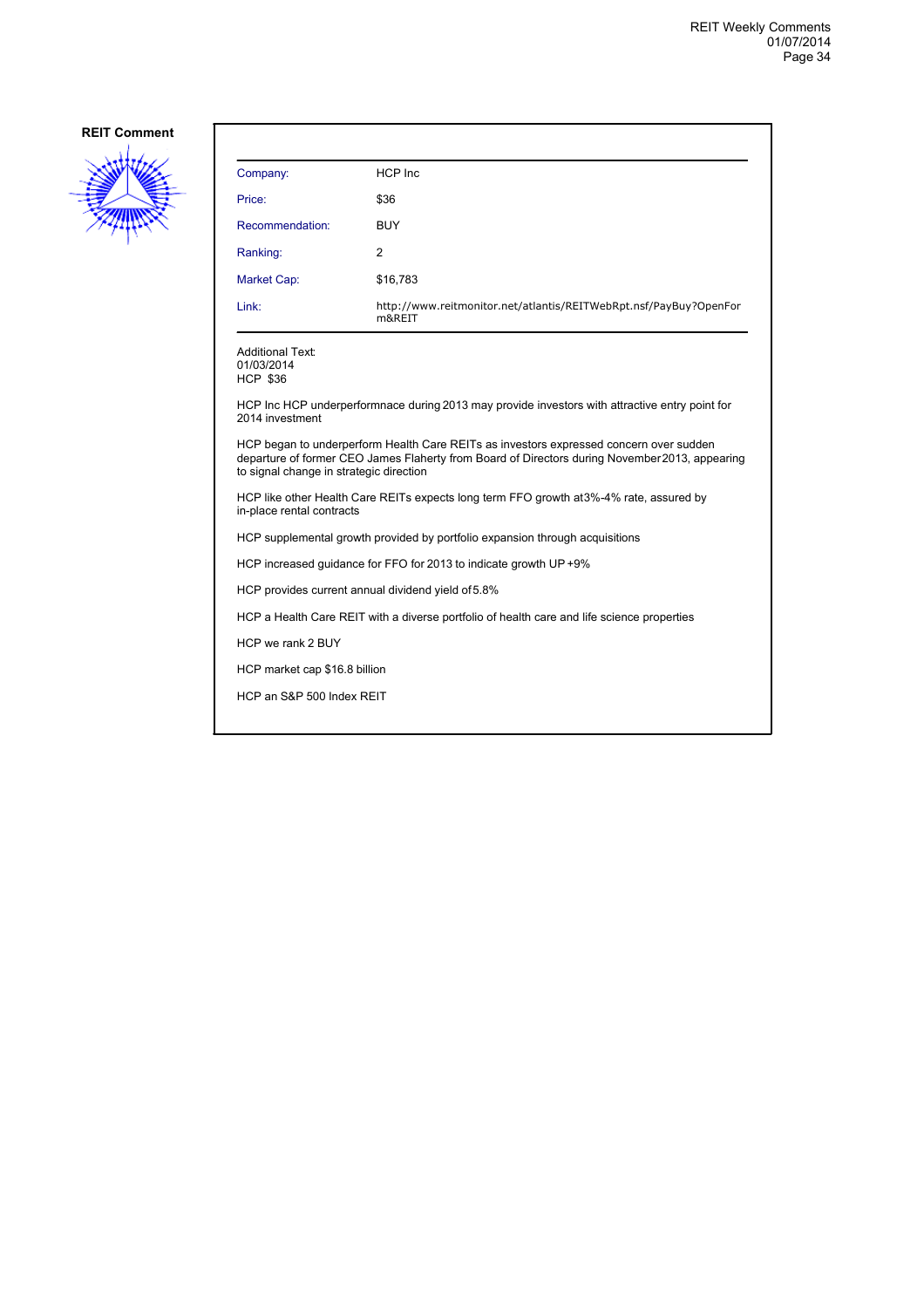**REIT Comment**

| | |
|---|---|
| Company: | HCP Inc |
| Price: | $36 |
| Recommendation: | BUY |
| Ranking: | 2 |
| Market Cap: | $16,783 |
| Link: | http://www.reitmonitor.net/atlantis/REITWebRpt.nsf/PayBuy?OpenForm&REIT |

Additional Text:
01/03/2014
HCP $36

HCP Inc HCP underperformnace during 2013 may provide investors with attractive entry point for 2014 investment

HCP began to underperform Health Care REITs as investors expressed concern over sudden departure of former CEO James Flaherty from Board of Directors during November 2013, appearing to signal change in strategic direction

HCP like other Health Care REITs expects long term FFO growth at 3%-4% rate, assured by in-place rental contracts

HCP supplemental growth provided by portfolio expansion through acquisitions

HCP increased guidance for FFO for 2013 to indicate growth UP +9%

HCP provides current annual dividend yield of 5.8%

HCP a Health Care REIT with a diverse portfolio of health care and life science properties

HCP we rank 2 BUY

HCP market cap $16.8 billion

HCP an S&P 500 Index REIT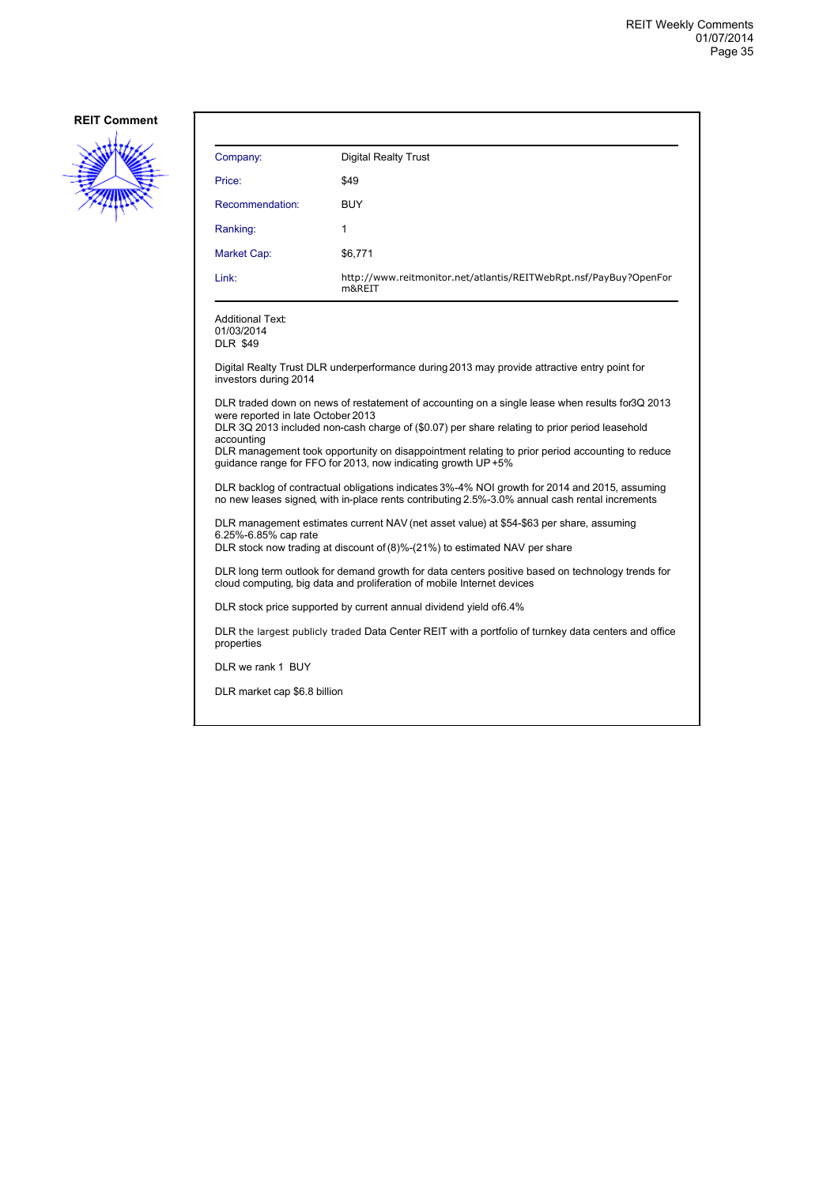**REIT Comment**

| Company: | Digital Realty Trust |
|---|---|
| Price: | $49 |
| Recommendation: | BUY |
| Ranking: | 1 |
| Market Cap: | $6,771 |
| Link: | http://www.reitmonitor.net/atlantis/REITWebRpt.nsf/PayBuy?OpenForm&REIT |

Additional Text:
01/03/2014
DLR $49

Digital Realty Trust DLR underperformance during 2013 may provide attractive entry point for investors during 2014

DLR traded down on news of restatement of accounting on a single lease when results for 3Q 2013 were reported in late October 2013
DLR 3Q 2013 included non-cash charge of ($0.07) per share relating to prior period leasehold accounting
DLR management took opportunity on disappointment relating to prior period accounting to reduce guidance range for FFO for 2013, now indicating growth UP +5%

DLR backlog of contractual obligations indicates 3%-4% NOI growth for 2014 and 2015, assuming no new leases signed, with in-place rents contributing 2.5%-3.0% annual cash rental increments

DLR management estimates current NAV (net asset value) at $54-$63 per share, assuming 6.25%-6.85% cap rate
DLR stock now trading at discount of (8)%-(21%) to estimated NAV per share

DLR long term outlook for demand growth for data centers positive based on technology trends for cloud computing, big data and proliferation of mobile Internet devices

DLR stock price supported by current annual dividend yield of 6.4%

DLR the largest publicly traded Data Center REIT with a portfolio of turnkey data centers and office properties

DLR we rank 1 BUY

DLR market cap $6.8 billion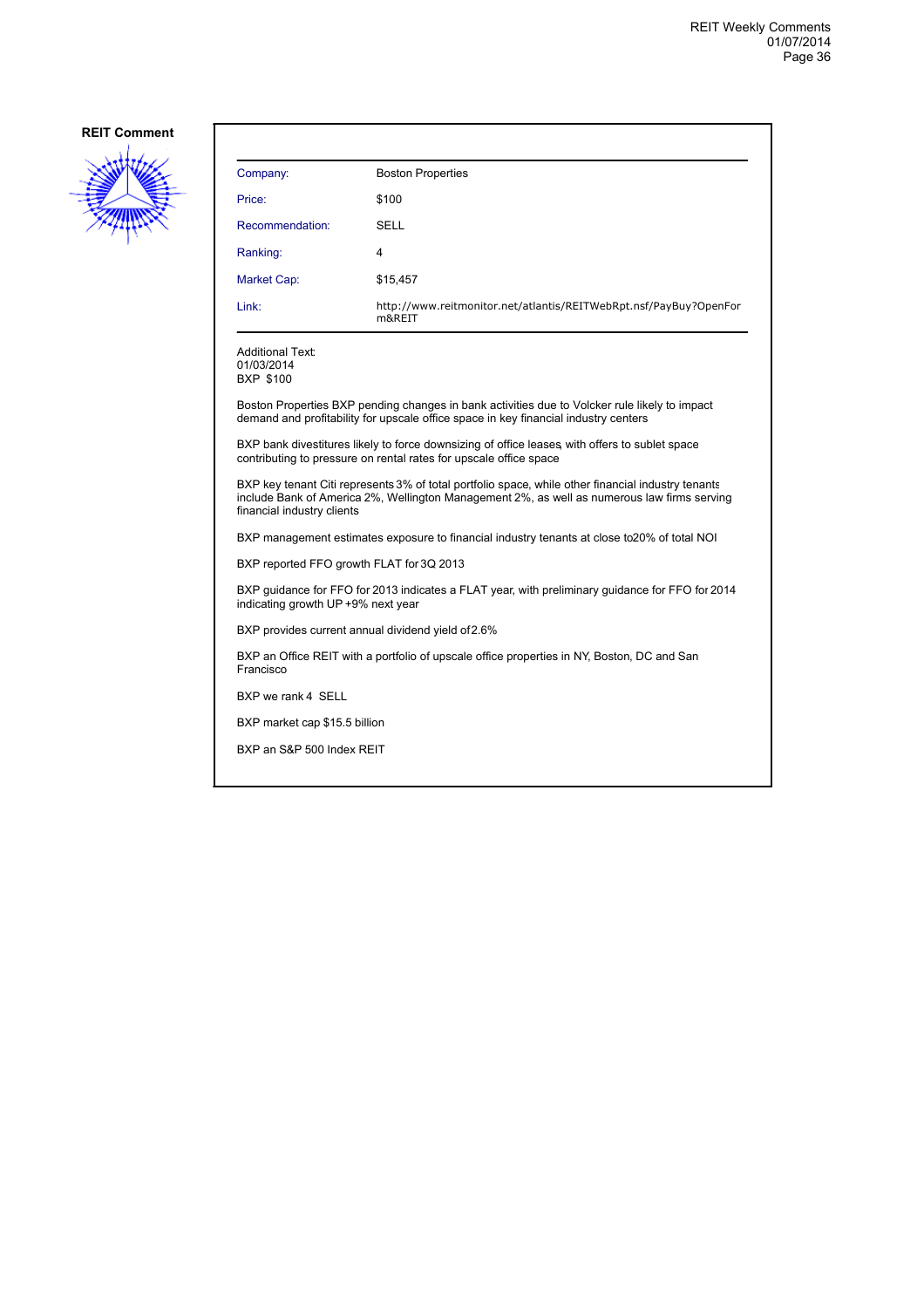## REIT Comment

| Company: | Boston Properties |
| --- | --- |
| Price: | $100 |
| Recommendation: | SELL |
| Ranking: | 4 |
| Market Cap: | $15,457 |
| Link: | http://www.reitmonitor.net/atlantis/REITWebRpt.nsf/PayBuy?OpenForm&REIT |

Additional Text:
01/03/2014
BXP $100

Boston Properties BXP pending changes in bank activities due to Volcker rule likely to impact demand and profitability for upscale office space in key financial industry centers

BXP bank divestitures likely to force downsizing of office leases, with offers to sublet space contributing to pressure on rental rates for upscale office space

BXP key tenant Citi represents 3% of total portfolio space, while other financial industry tenants include Bank of America 2%, Wellington Management 2%, as well as numerous law firms serving financial industry clients

BXP management estimates exposure to financial industry tenants at close to 20% of total NOI

BXP reported FFO growth FLAT for 3Q 2013

BXP guidance for FFO for 2013 indicates a FLAT year, with preliminary guidance for FFO for 2014 indicating growth UP +9% next year

BXP provides current annual dividend yield of 2.6%

BXP an Office REIT with a portfolio of upscale office properties in NY, Boston, DC and San Francisco

BXP we rank 4 SELL

BXP market cap $15.5 billion

BXP an S&P 500 Index REIT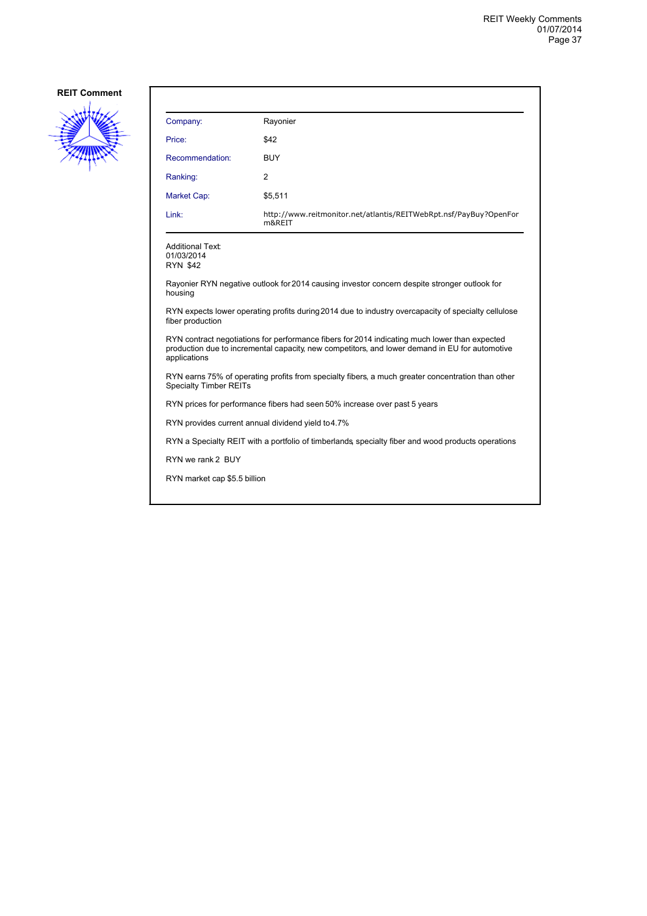**REIT Comment**

| Company: | Rayonier |
|---|---|
| Price: | $42 |
| Recommendation: | BUY |
| Ranking: | 2 |
| Market Cap: | $5,511 |
| Link: | http://www.reitmonitor.net/atlantis/REITWebRpt.nsf/PayBuy?OpenForm&REIT |

Additional Text:
01/03/2014
RYN $42

Rayonier RYN negative outlook for 2014 causing investor concern despite stronger outlook for housing

RYN expects lower operating profits during 2014 due to industry overcapacity of specialty cellulose fiber production

RYN contract negotiations for performance fibers for 2014 indicating much lower than expected production due to incremental capacity, new competitors, and lower demand in EU for automotive applications

RYN earns 75% of operating profits from specialty fibers, a much greater concentration than other Specialty Timber REITs

RYN prices for performance fibers had seen 50% increase over past 5 years

RYN provides current annual dividend yield to 4.7%

RYN a Specialty REIT with a portfolio of timberlands, specialty fiber and wood products operations

RYN we rank 2 BUY

RYN market cap $5.5 billion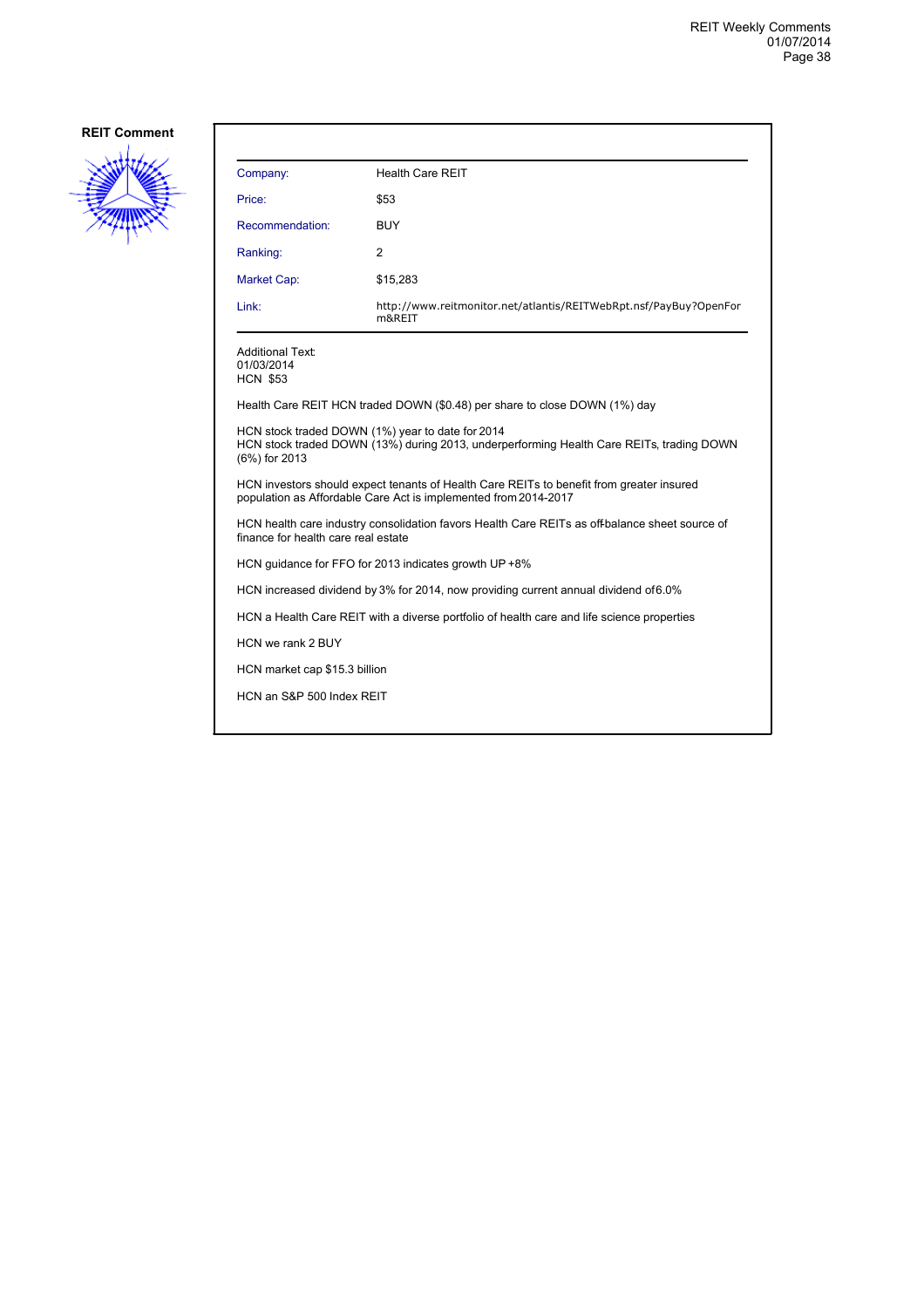**REIT Comment**

| Company: | Health Care REIT |
|---|---|
| Price: | $53 |
| Recommendation: | BUY |
| Ranking: | 2 |
| Market Cap: | $15,283 |
| Link: | http://www.reitmonitor.net/atlantis/REITWebRpt.nsf/PayBuy?OpenForm&REIT |

Additional Text:
01/03/2014
HCN $53

Health Care REIT HCN traded DOWN ($0.48) per share to close DOWN (1%) day

HCN stock traded DOWN (1%) year to date for 2014
HCN stock traded DOWN (13%) during 2013, underperforming Health Care REITs, trading DOWN (6%) for 2013

HCN investors should expect tenants of Health Care REITs to benefit from greater insured population as Affordable Care Act is implemented from 2014-2017

HCN health care industry consolidation favors Health Care REITs as off-balance sheet source of finance for health care real estate

HCN guidance for FFO for 2013 indicates growth UP +8%

HCN increased dividend by 3% for 2014, now providing current annual dividend of 6.0%

HCN a Health Care REIT with a diverse portfolio of health care and life science properties

HCN we rank 2 BUY

HCN market cap $15.3 billion

HCN an S&P 500 Index REIT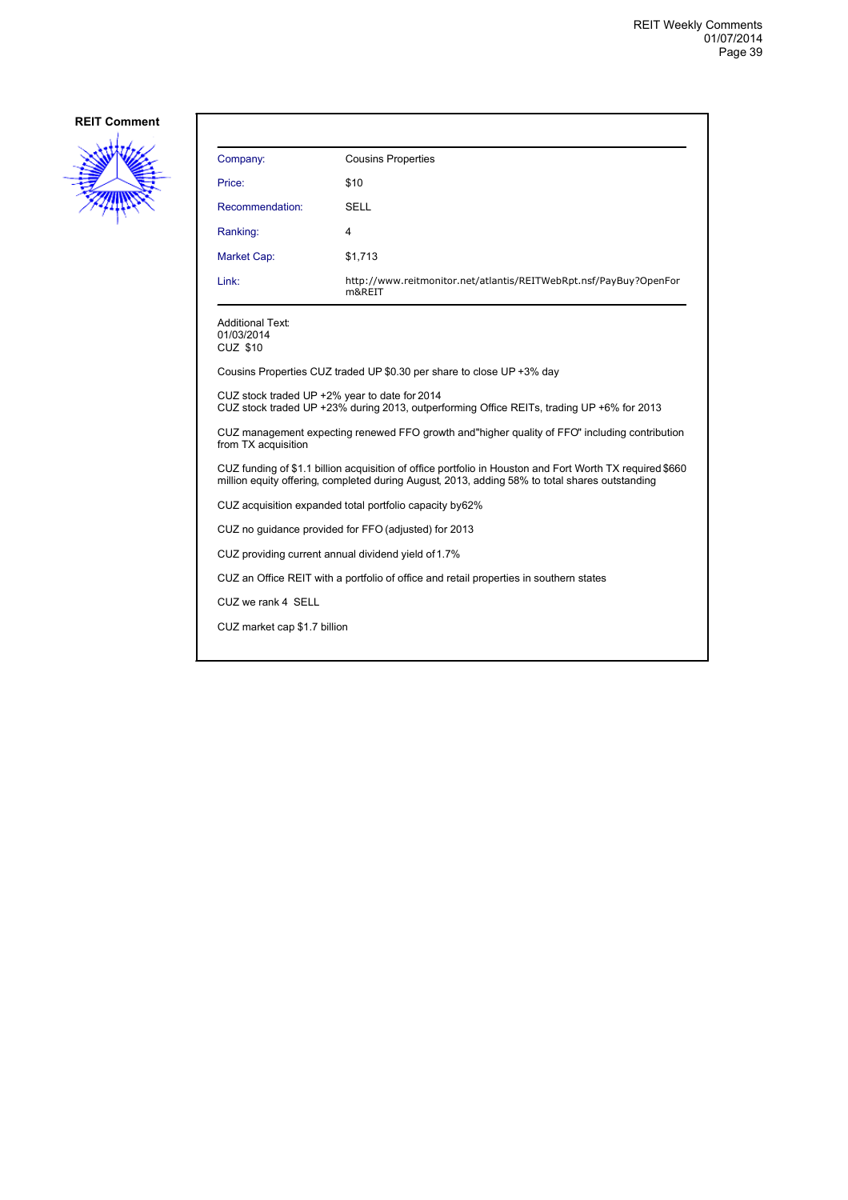**REIT Comment**

| | |
|---|---|
| Company: | Cousins Properties |
| Price: | $10 |
| Recommendation: | SELL |
| Ranking: | 4 |
| Market Cap: | $1,713 |
| Link: | http://www.reitmonitor.net/atlantis/REITWebRpt.nsf/PayBuy?OpenForm&REIT |

Additional Text:
01/03/2014
CUZ $10

Cousins Properties CUZ traded UP $0.30 per share to close UP +3% day

CUZ stock traded UP +2% year to date for 2014
CUZ stock traded UP +23% during 2013, outperforming Office REITs, trading UP +6% for 2013

CUZ management expecting renewed FFO growth and"higher quality of FFO" including contribution from TX acquisition

CUZ funding of $1.1 billion acquisition of office portfolio in Houston and Fort Worth TX required $660 million equity offering, completed during August, 2013, adding 58% to total shares outstanding

CUZ acquisition expanded total portfolio capacity by62%

CUZ no guidance provided for FFO (adjusted) for 2013

CUZ providing current annual dividend yield of 1.7%

CUZ an Office REIT with a portfolio of office and retail properties in southern states

CUZ we rank 4 SELL

CUZ market cap $1.7 billion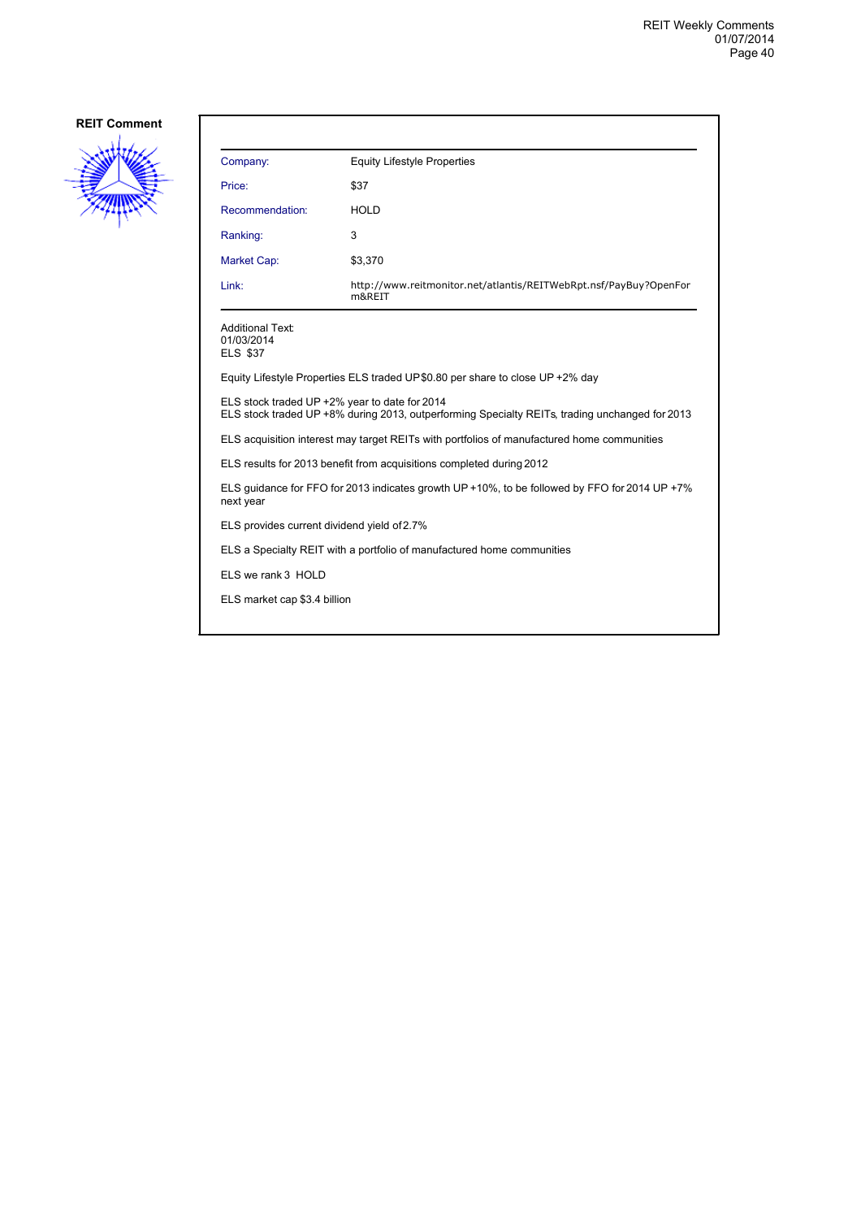**REIT Comment**

| | |
|---|---|
| Company: | Equity Lifestyle Properties |
| Price: | $37 |
| Recommendation: | HOLD |
| Ranking: | 3 |
| Market Cap: | $3,370 |
| Link: | http://www.reitmonitor.net/atlantis/REITWebRpt.nsf/PayBuy?OpenForm&REIT |

Additional Text:
01/03/2014
ELS $37

Equity Lifestyle Properties ELS traded UP $0.80 per share to close UP +2% day

ELS stock traded UP +2% year to date for 2014
ELS stock traded UP +8% during 2013, outperforming Specialty REITs, trading unchanged for 2013

ELS acquisition interest may target REITs with portfolios of manufactured home communities

ELS results for 2013 benefit from acquisitions completed during 2012

ELS guidance for FFO for 2013 indicates growth UP +10%, to be followed by FFO for 2014 UP +7% next year

ELS provides current dividend yield of 2.7%

ELS a Specialty REIT with a portfolio of manufactured home communities

ELS we rank 3 HOLD

ELS market cap $3.4 billion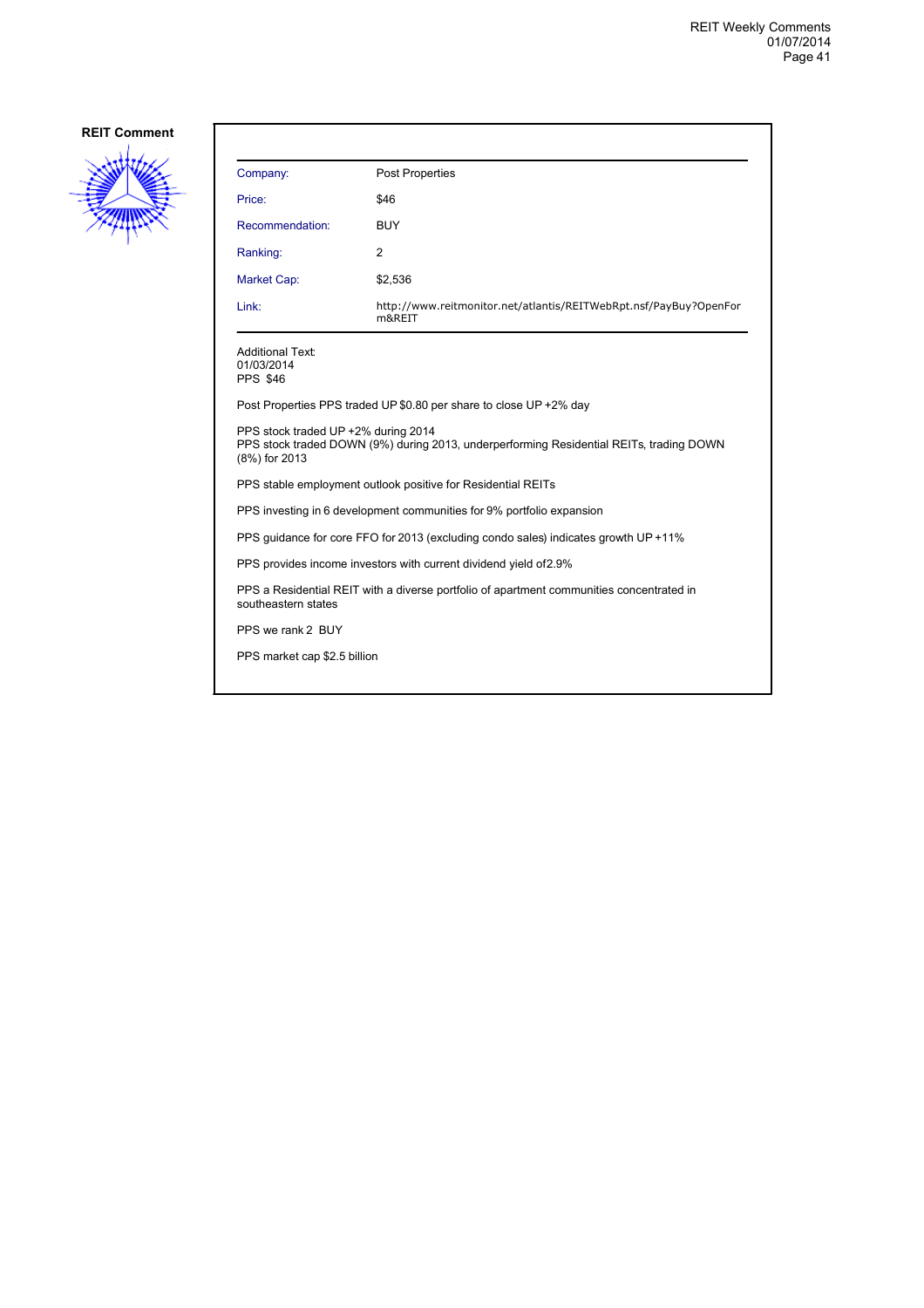**REIT Comment**

| Company: | Post Properties |
|---|---|
| Price: | $46 |
| Recommendation: | BUY |
| Ranking: | 2 |
| Market Cap: | $2,536 |
| Link: | http://www.reitmonitor.net/atlantis/REITWebRpt.nsf/PayBuy?OpenForm&REIT |

Additional Text:
01/03/2014
PPS $46

Post Properties PPS traded UP $0.80 per share to close UP +2% day

PPS stock traded UP +2% during 2014
PPS stock traded DOWN (9%) during 2013, underperforming Residential REITs, trading DOWN (8%) for 2013

PPS stable employment outlook positive for Residential REITs

PPS investing in 6 development communities for 9% portfolio expansion

PPS guidance for core FFO for 2013 (excluding condo sales) indicates growth UP +11%

PPS provides income investors with current dividend yield of2.9%

PPS a Residential REIT with a diverse portfolio of apartment communities concentrated in southeastern states

PPS we rank 2 BUY

PPS market cap $2.5 billion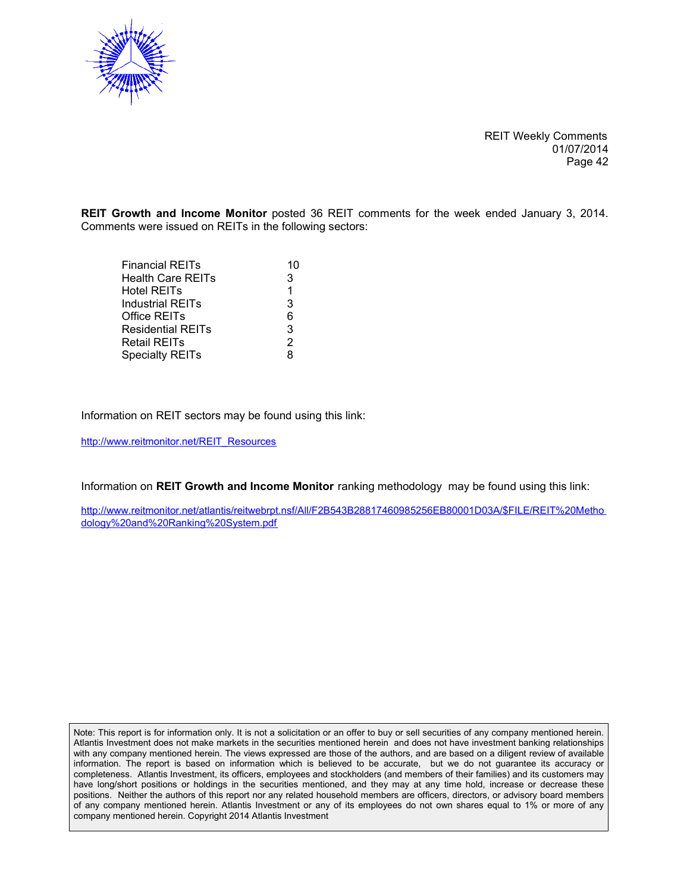**REIT Growth and Income Monitor** posted 36 REIT comments for the week ended January 3, 2014. Comments were issued on REITs in the following sectors:

| | |
|---|---|
| Financial REITs | 10 |
| Health Care REITs | 3 |
| Hotel REITs | 1 |
| Industrial REITs | 3 |
| Office REITs | 6 |
| Residential REITs | 3 |
| Retail REITs | 2 |
| Specialty REITs | 8 |

Information on REIT sectors may be found using this link:

http://www.reitmonitor.net/REIT_Resources

Information on **REIT Growth and Income Monitor** ranking methodology may be found using this link:

http://www.reitmonitor.net/atlantis/reitwebrpt.nsf/All/F2B543B28817460985256EB80001D03A/$FILE/REIT%20Methodology%20and%20Ranking%20System.pdf

Note: This report is for information only. It is not a solicitation or an offer to buy or sell securities of any company mentioned herein. Atlantis Investment does not make markets in the securities mentioned herein and does not have investment banking relationships with any company mentioned herein. The views expressed are those of the authors, and are based on a diligent review of available information. The report is based on information which is believed to be accurate, but we do not guarantee its accuracy or completeness. Atlantis Investment, its officers, employees and stockholders (and members of their families) and its customers may have long/short positions or holdings in the securities mentioned, and they may at any time hold, increase or decrease these positions. Neither the authors of this report nor any related household members are officers, directors, or advisory board members of any company mentioned herein. Atlantis Investment or any of its employees do not own shares equal to 1% or more of any company mentioned herein. Copyright 2014 Atlantis Investment